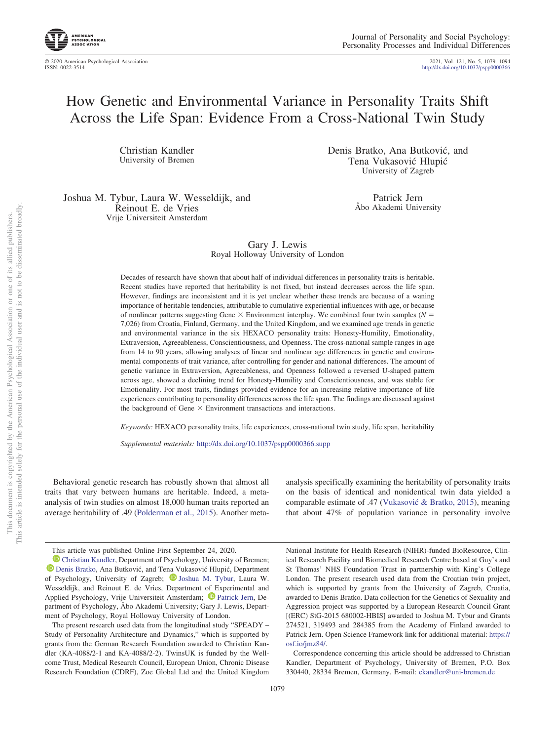# How Genetic and Environmental Variance in Personality Traits Shift Across the Life Span: Evidence From a Cross-National Twin Study

Christian Kandler
University of Bremen

Denis Bratko, Ana Butković, and Tena Vukasović Hlupić
University of Zagreb

Joshua M. Tybur, Laura W. Wesseldijk, and Reinout E. de Vries
Vrije Universiteit Amsterdam

Patrick Jern
Åbo Akademi University

Gary J. Lewis
Royal Holloway University of London

Decades of research have shown that about half of individual differences in personality traits is heritable. Recent studies have reported that heritability is not fixed, but instead decreases across the life span. However, findings are inconsistent and it is yet unclear whether these trends are because of a waning importance of heritable tendencies, attributable to cumulative experiential influences with age, or because of nonlinear patterns suggesting Gene × Environment interplay. We combined four twin samples ($N = 7{,}026$) from Croatia, Finland, Germany, and the United Kingdom, and we examined age trends in genetic and environmental variance in the six HEXACO personality traits: Honesty-Humility, Emotionality, Extraversion, Agreeableness, Conscientiousness, and Openness. The cross-national sample ranges in age from 14 to 90 years, allowing analyses of linear and nonlinear age differences in genetic and environmental components of trait variance, after controlling for gender and national differences. The amount of genetic variance in Extraversion, Agreeableness, and Openness followed a reversed U-shaped pattern across age, showed a declining trend for Honesty-Humility and Conscientiousness, and was stable for Emotionality. For most traits, findings provided evidence for an increasing relative importance of life experiences contributing to personality differences across the life span. The findings are discussed against the background of Gene × Environment transactions and interactions.

*Keywords:* HEXACO personality traits, life experiences, cross-national twin study, life span, heritability

*Supplemental materials:* http://dx.doi.org/10.1037/pspp0000366.supp

Behavioral genetic research has robustly shown that almost all traits that vary between humans are heritable. Indeed, a meta-analysis of twin studies on almost 18,000 human traits reported an average heritability of .49 (Polderman et al., 2015). Another meta-analysis specifically examining the heritability of personality traits on the basis of identical and nonidentical twin data yielded a comparable estimate of .47 (Vukasović & Bratko, 2015), meaning that about 47% of population variance in personality involve

---

This article was published Online First September 24, 2020.

Christian Kandler, Department of Psychology, University of Bremen; Denis Bratko, Ana Butković, and Tena Vukasović Hlupić, Department of Psychology, University of Zagreb; Joshua M. Tybur, Laura W. Wesseldijk, and Reinout E. de Vries, Department of Experimental and Applied Psychology, Vrije Universiteit Amsterdam; Patrick Jern, Department of Psychology, Åbo Akademi University; Gary J. Lewis, Department of Psychology, Royal Holloway University of London.

The present research used data from the longitudinal study "SPEADY – Study of Personality Architecture and Dynamics," which is supported by grants from the German Research Foundation awarded to Christian Kandler (KA-4088/2-1 and KA-4088/2-2). TwinsUK is funded by the Wellcome Trust, Medical Research Council, European Union, Chronic Disease Research Foundation (CDRF), Zoe Global Ltd and the United Kingdom National Institute for Health Research (NIHR)-funded BioResource, Clinical Research Facility and Biomedical Research Centre based at Guy's and St Thomas' NHS Foundation Trust in partnership with King's College London. The present research used data from the Croatian twin project, which is supported by grants from the University of Zagreb, Croatia, awarded to Denis Bratko. Data collection for the Genetics of Sexuality and Aggression project was supported by a European Research Council Grant [(ERC) StG-2015 680002-HBIS] awarded to Joshua M. Tybur and Grants 274521, 319493 and 284385 from the Academy of Finland awarded to Patrick Jern. Open Science Framework link for additional material: https://osf.io/jmz84/.

Correspondence concerning this article should be addressed to Christian Kandler, Department of Psychology, University of Bremen, P.O. Box 330440, 28334 Bremen, Germany. E-mail: ckandler@uni-bremen.de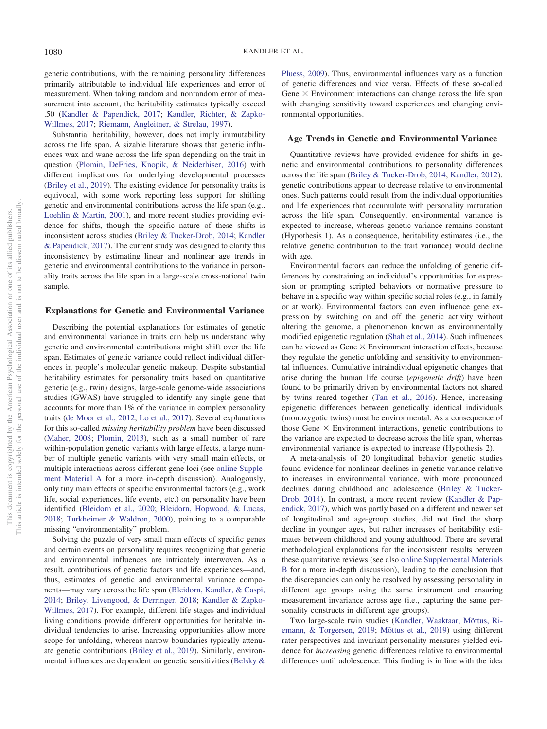genetic contributions, with the remaining personality differences primarily attributable to individual life experiences and error of measurement. When taking random and nonrandom error of measurement into account, the heritability estimates typically exceed .50 (Kandler & Papendick, 2017; Kandler, Richter, & Zapko-Willmes, 2017; Riemann, Angleitner, & Strelau, 1997).

Substantial heritability, however, does not imply immutability across the life span. A sizable literature shows that genetic influences wax and wane across the life span depending on the trait in question (Plomin, DeFries, Knopik, & Neiderhiser, 2016) with different implications for underlying developmental processes (Briley et al., 2019). The existing evidence for personality traits is equivocal, with some work reporting less support for shifting genetic and environmental contributions across the life span (e.g., Loehlin & Martin, 2001), and more recent studies providing evidence for shifts, though the specific nature of these shifts is inconsistent across studies (Briley & Tucker-Drob, 2014; Kandler & Papendick, 2017). The current study was designed to clarify this inconsistency by estimating linear and nonlinear age trends in genetic and environmental contributions to the variance in personality traits across the life span in a large-scale cross-national twin sample.

## Explanations for Genetic and Environmental Variance

Describing the potential explanations for estimates of genetic and environmental variance in traits can help us understand why genetic and environmental contributions might shift over the life span. Estimates of genetic variance could reflect individual differences in people's molecular genetic makeup. Despite substantial heritability estimates for personality traits based on quantitative genetic (e.g., twin) designs, large-scale genome-wide associations studies (GWAS) have struggled to identify any single gene that accounts for more than 1% of the variance in complex personality traits (de Moor et al., 2012; Lo et al., 2017). Several explanations for this so-called *missing heritability problem* have been discussed (Maher, 2008; Plomin, 2013), such as a small number of rare within-population genetic variants with large effects, a large number of multiple genetic variants with very small main effects, or multiple interactions across different gene loci (see online Supplement Material A for a more in-depth discussion). Analogously, only tiny main effects of specific environmental factors (e.g., work life, social experiences, life events, etc.) on personality have been identified (Bleidorn et al., 2020; Bleidorn, Hopwood, & Lucas, 2018; Turkheimer & Waldron, 2000), pointing to a comparable missing "environmentality" problem.

Solving the puzzle of very small main effects of specific genes and certain events on personality requires recognizing that genetic and environmental influences are intricately interwoven. As a result, contributions of genetic factors and life experiences—and, thus, estimates of genetic and environmental variance components—may vary across the life span (Bleidorn, Kandler, & Caspi, 2014; Briley, Livengood, & Derringer, 2018; Kandler & Zapko-Willmes, 2017). For example, different life stages and individual living conditions provide different opportunities for heritable individual tendencies to arise. Increasing opportunities allow more scope for unfolding, whereas narrow boundaries typically attenuate genetic contributions (Briley et al., 2019). Similarly, environmental influences are dependent on genetic sensitivities (Belsky & Pluess, 2009). Thus, environmental influences vary as a function of genetic differences and vice versa. Effects of these so-called Gene × Environment interactions can change across the life span with changing sensitivity toward experiences and changing environmental opportunities.

## Age Trends in Genetic and Environmental Variance

Quantitative reviews have provided evidence for shifts in genetic and environmental contributions to personality differences across the life span (Briley & Tucker-Drob, 2014; Kandler, 2012): genetic contributions appear to decrease relative to environmental ones. Such patterns could result from the individual opportunities and life experiences that accumulate with personality maturation across the life span. Consequently, environmental variance is expected to increase, whereas genetic variance remains constant (Hypothesis 1). As a consequence, heritability estimates (i.e., the relative genetic contribution to the trait variance) would decline with age.

Environmental factors can reduce the unfolding of genetic differences by constraining an individual's opportunities for expression or prompting scripted behaviors or normative pressure to behave in a specific way within specific social roles (e.g., in family or at work). Environmental factors can even influence gene expression by switching on and off the genetic activity without altering the genome, a phenomenon known as environmentally modified epigenetic regulation (Shah et al., 2014). Such influences can be viewed as Gene × Environment interaction effects, because they regulate the genetic unfolding and sensitivity to environmental influences. Cumulative intraindividual epigenetic changes that arise during the human life course (*epigenetic drift*) have been found to be primarily driven by environmental factors not shared by twins reared together (Tan et al., 2016). Hence, increasing epigenetic differences between genetically identical individuals (monozygotic twins) must be environmental. As a consequence of those Gene × Environment interactions, genetic contributions to the variance are expected to decrease across the life span, whereas environmental variance is expected to increase (Hypothesis 2).

A meta-analysis of 20 longitudinal behavior genetic studies found evidence for nonlinear declines in genetic variance relative to increases in environmental variance, with more pronounced declines during childhood and adolescence (Briley & Tucker-Drob, 2014). In contrast, a more recent review (Kandler & Papendick, 2017), which was partly based on a different and newer set of longitudinal and age-group studies, did not find the sharp decline in younger ages, but rather increases of heritability estimates between childhood and young adulthood. There are several methodological explanations for the inconsistent results between these quantitative reviews (see also online Supplemental Materials B for a more in-depth discussion), leading to the conclusion that the discrepancies can only be resolved by assessing personality in different age groups using the same instrument and ensuring measurement invariance across age (i.e., capturing the same personality constructs in different age groups).

Two large-scale twin studies (Kandler, Waaktaar, Mõttus, Riemann, & Torgersen, 2019; Mõttus et al., 2019) using different rater perspectives and invariant personality measures yielded evidence for *increasing* genetic differences relative to environmental differences until adolescence. This finding is in line with the idea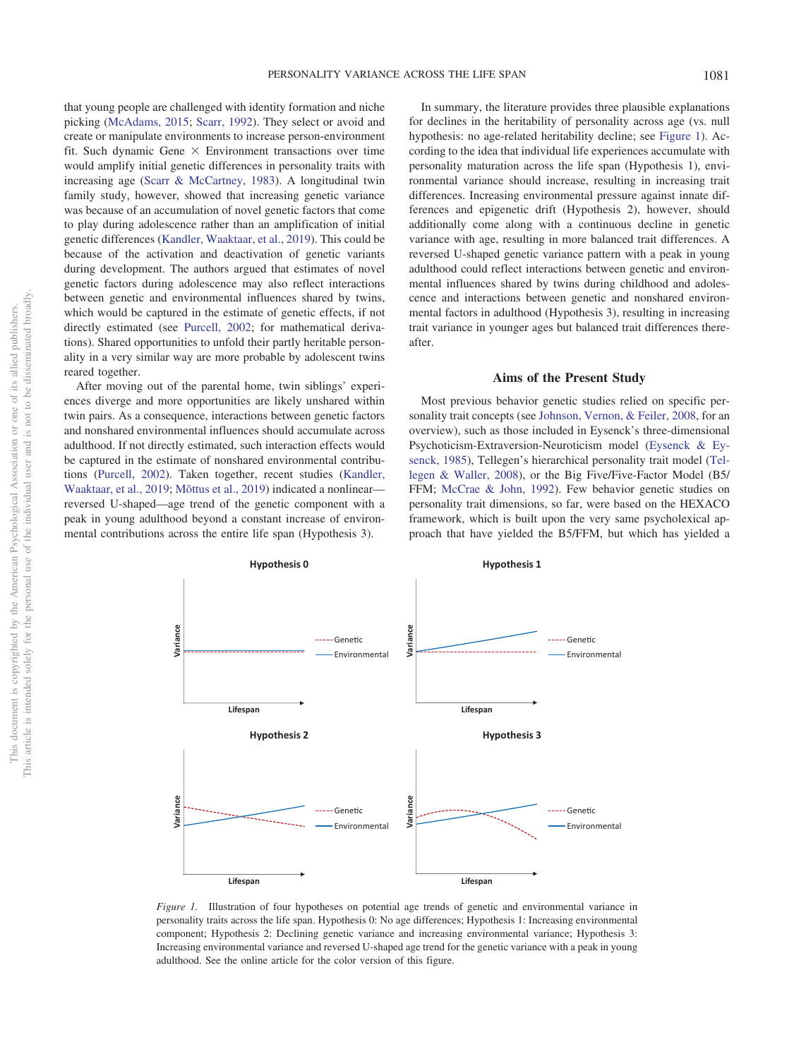that young people are challenged with identity formation and niche picking (McAdams, 2015; Scarr, 1992). They select or avoid and create or manipulate environments to increase person-environment fit. Such dynamic Gene × Environment transactions over time would amplify initial genetic differences in personality traits with increasing age (Scarr & McCartney, 1983). A longitudinal twin family study, however, showed that increasing genetic variance was because of an accumulation of novel genetic factors that come to play during adolescence rather than an amplification of initial genetic differences (Kandler, Waaktaar, et al., 2019). This could be because of the activation and deactivation of genetic variants during development. The authors argued that estimates of novel genetic factors during adolescence may also reflect interactions between genetic and environmental influences shared by twins, which would be captured in the estimate of genetic effects, if not directly estimated (see Purcell, 2002; for mathematical derivations). Shared opportunities to unfold their partly heritable personality in a very similar way are more probable by adolescent twins reared together.

After moving out of the parental home, twin siblings' experiences diverge and more opportunities are likely unshared within twin pairs. As a consequence, interactions between genetic factors and nonshared environmental influences should accumulate across adulthood. If not directly estimated, such interaction effects would be captured in the estimate of nonshared environmental contributions (Purcell, 2002). Taken together, recent studies (Kandler, Waaktaar, et al., 2019; Mõttus et al., 2019) indicated a nonlinear—reversed U-shaped—age trend of the genetic component with a peak in young adulthood beyond a constant increase of environmental contributions across the entire life span (Hypothesis 3).

In summary, the literature provides three plausible explanations for declines in the heritability of personality across age (vs. null hypothesis: no age-related heritability decline; see Figure 1). According to the idea that individual life experiences accumulate with personality maturation across the life span (Hypothesis 1), environmental variance should increase, resulting in increasing trait differences. Increasing environmental pressure against innate differences and epigenetic drift (Hypothesis 2), however, should additionally come along with a continuous decline in genetic variance with age, resulting in more balanced trait differences. A reversed U-shaped genetic variance pattern with a peak in young adulthood could reflect interactions between genetic and environmental influences shared by twins during childhood and adolescence and interactions between genetic and nonshared environmental factors in adulthood (Hypothesis 3), resulting in increasing trait variance in younger ages but balanced trait differences thereafter.

## Aims of the Present Study

Most previous behavior genetic studies relied on specific personality trait concepts (see Johnson, Vernon, & Feiler, 2008, for an overview), such as those included in Eysenck's three-dimensional Psychoticism-Extraversion-Neuroticism model (Eysenck & Eysenck, 1985), Tellegen's hierarchical personality trait model (Tellegen & Waller, 2008), or the Big Five/Five-Factor Model (B5/FFM; McCrae & John, 1992). Few behavior genetic studies on personality trait dimensions, so far, were based on the HEXACO framework, which is built upon the very same psycholexical approach that have yielded the B5/FFM, but which has yielded a

*Figure 1.* Illustration of four hypotheses on potential age trends of genetic and environmental variance in personality traits across the life span. Hypothesis 0: No age differences; Hypothesis 1: Increasing environmental component; Hypothesis 2: Declining genetic variance and increasing environmental variance; Hypothesis 3: Increasing environmental variance and reversed U-shaped age trend for the genetic variance with a peak in young adulthood. See the online article for the color version of this figure.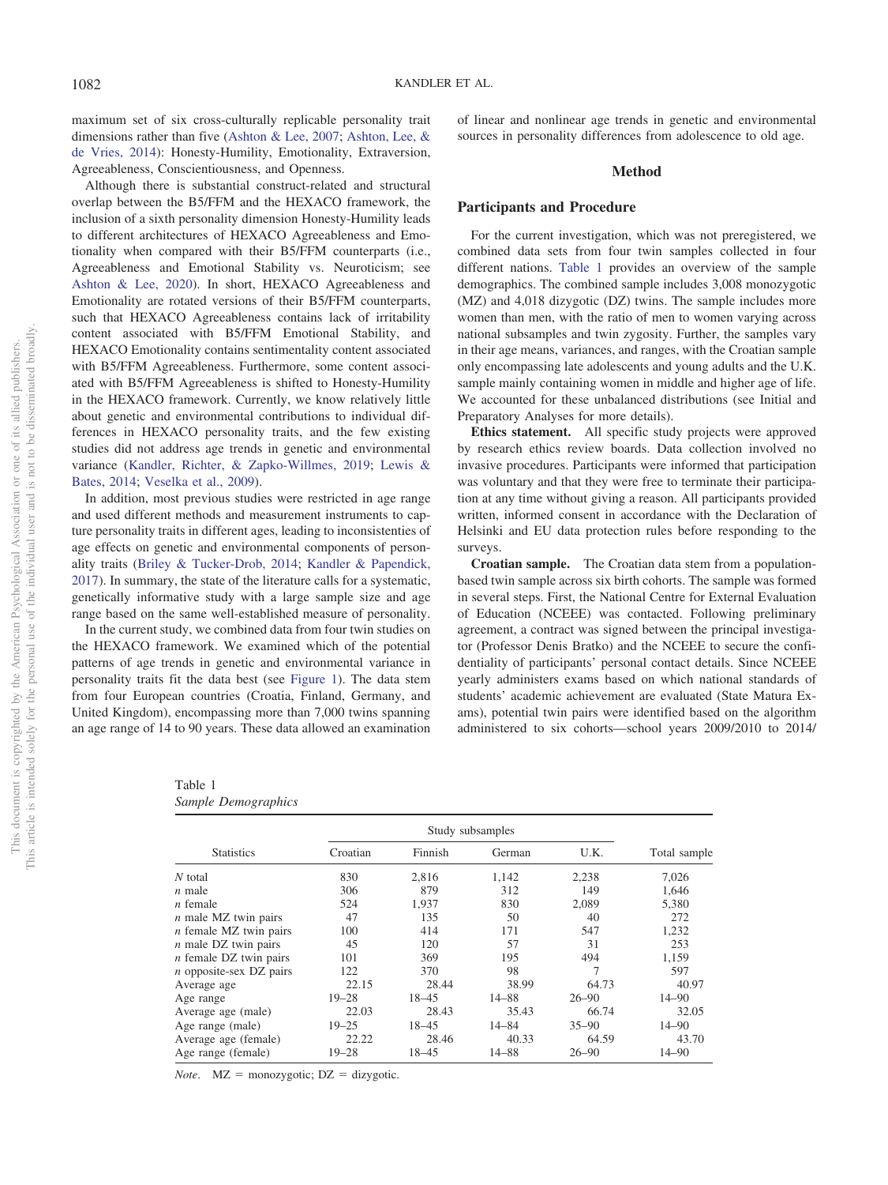maximum set of six cross-culturally replicable personality trait dimensions rather than five (Ashton & Lee, 2007; Ashton, Lee, & de Vries, 2014): Honesty-Humility, Emotionality, Extraversion, Agreeableness, Conscientiousness, and Openness.

Although there is substantial construct-related and structural overlap between the B5/FFM and the HEXACO framework, the inclusion of a sixth personality dimension Honesty-Humility leads to different architectures of HEXACO Agreeableness and Emotionality when compared with their B5/FFM counterparts (i.e., Agreeableness and Emotional Stability vs. Neuroticism; see Ashton & Lee, 2020). In short, HEXACO Agreeableness and Emotionality are rotated versions of their B5/FFM counterparts, such that HEXACO Agreeableness contains lack of irritability content associated with B5/FFM Emotional Stability, and HEXACO Emotionality contains sentimentality content associated with B5/FFM Agreeableness. Furthermore, some content associated with B5/FFM Agreeableness is shifted to Honesty-Humility in the HEXACO framework. Currently, we know relatively little about genetic and environmental contributions to individual differences in HEXACO personality traits, and the few existing studies did not address age trends in genetic and environmental variance (Kandler, Richter, & Zapko-Willmes, 2019; Lewis & Bates, 2014; Veselka et al., 2009).

In addition, most previous studies were restricted in age range and used different methods and measurement instruments to capture personality traits in different ages, leading to inconsistencies of age effects on genetic and environmental components of personality traits (Briley & Tucker-Drob, 2014; Kandler & Papendick, 2017). In summary, the state of the literature calls for a systematic, genetically informative study with a large sample size and age range based on the same well-established measure of personality.

In the current study, we combined data from four twin studies on the HEXACO framework. We examined which of the potential patterns of age trends in genetic and environmental variance in personality traits fit the data best (see Figure 1). The data stem from four European countries (Croatia, Finland, Germany, and United Kingdom), encompassing more than 7,000 twins spanning an age range of 14 to 90 years. These data allowed an examination of linear and nonlinear age trends in genetic and environmental sources in personality differences from adolescence to old age.

## Method

### Participants and Procedure

For the current investigation, which was not preregistered, we combined data sets from four twin samples collected in four different nations. Table 1 provides an overview of the sample demographics. The combined sample includes 3,008 monozygotic (MZ) and 4,018 dizygotic (DZ) twins. The sample includes more women than men, with the ratio of men to women varying across national subsamples and twin zygosity. Further, the samples vary in their age means, variances, and ranges, with the Croatian sample only encompassing late adolescents and young adults and the U.K. sample mainly containing women in middle and higher age of life. We accounted for these unbalanced distributions (see Initial and Preparatory Analyses for more details).

**Ethics statement.** All specific study projects were approved by research ethics review boards. Data collection involved no invasive procedures. Participants were informed that participation was voluntary and that they were free to terminate their participation at any time without giving a reason. All participants provided written, informed consent in accordance with the Declaration of Helsinki and EU data protection rules before responding to the surveys.

**Croatian sample.** The Croatian data stem from a population-based twin sample across six birth cohorts. The sample was formed in several steps. First, the National Centre for External Evaluation of Education (NCEEE) was contacted. Following preliminary agreement, a contract was signed between the principal investigator (Professor Denis Bratko) and the NCEEE to secure the confidentiality of participants' personal contact details. Since NCEEE yearly administers exams based on which national standards of students' academic achievement are evaluated (State Matura Exams), potential twin pairs were identified based on the algorithm administered to six cohorts—school years 2009/2010 to 2014/

Table 1
*Sample Demographics*

| Statistics | Study subsamples: Croatian | Finnish | German | U.K. | Total sample |
|---|---|---|---|---|---|
| *N* total | 830 | 2,816 | 1,142 | 2,238 | 7,026 |
| *n* male | 306 | 879 | 312 | 149 | 1,646 |
| *n* female | 524 | 1,937 | 830 | 2,089 | 5,380 |
| *n* male MZ twin pairs | 47 | 135 | 50 | 40 | 272 |
| *n* female MZ twin pairs | 100 | 414 | 171 | 547 | 1,232 |
| *n* male DZ twin pairs | 45 | 120 | 57 | 31 | 253 |
| *n* female DZ twin pairs | 101 | 369 | 195 | 494 | 1,159 |
| *n* opposite-sex DZ pairs | 122 | 370 | 98 | 7 | 597 |
| Average age | 22.15 | 28.44 | 38.99 | 64.73 | 40.97 |
| Age range | 19–28 | 18–45 | 14–88 | 26–90 | 14–90 |
| Average age (male) | 22.03 | 28.43 | 35.43 | 66.74 | 32.05 |
| Age range (male) | 19–25 | 18–45 | 14–84 | 35–90 | 14–90 |
| Average age (female) | 22.22 | 28.46 | 40.33 | 64.59 | 43.70 |
| Age range (female) | 19–28 | 18–45 | 14–88 | 26–90 | 14–90 |

*Note*. MZ = monozygotic; DZ = dizygotic.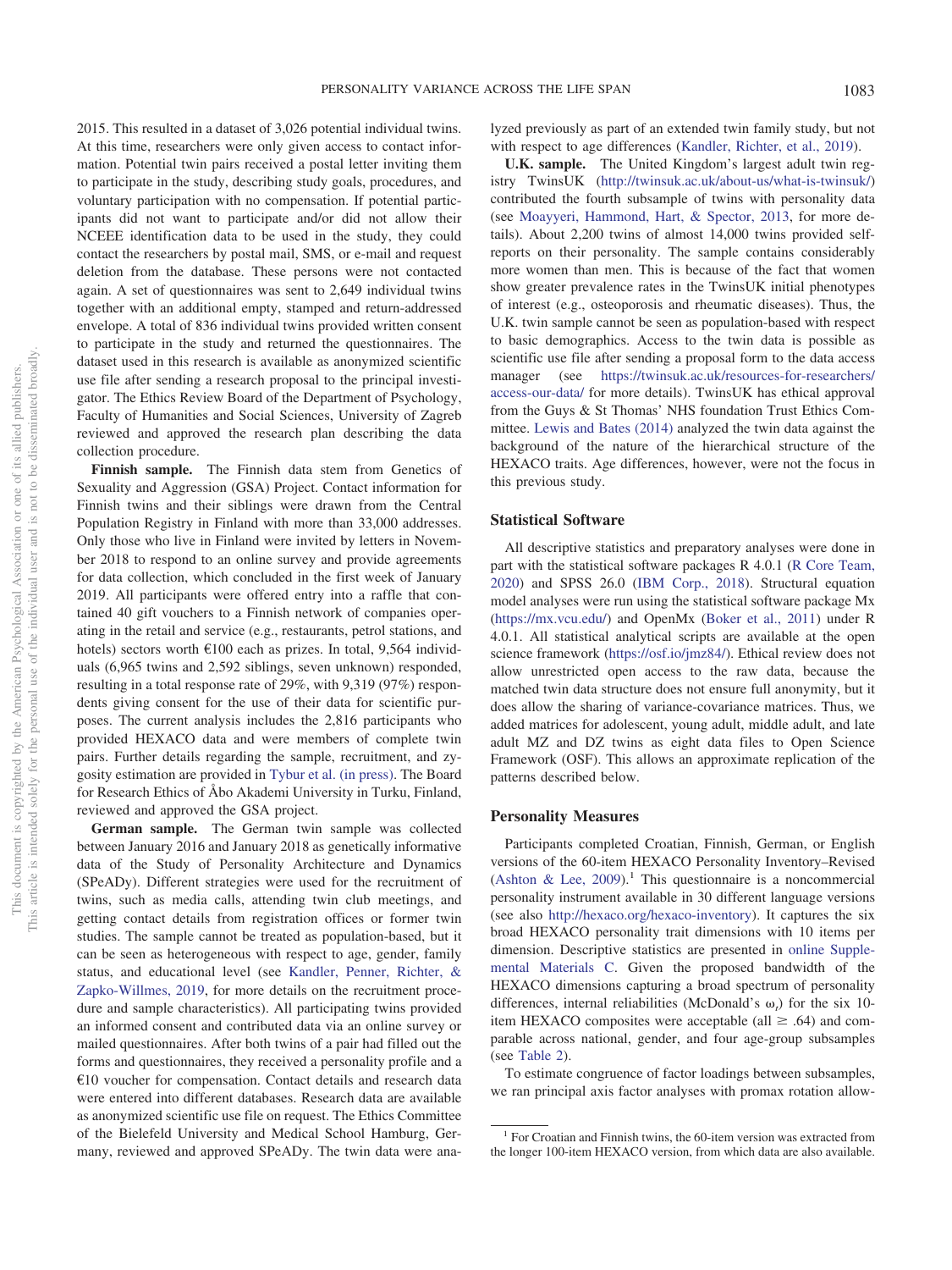2015. This resulted in a dataset of 3,026 potential individual twins. At this time, researchers were only given access to contact information. Potential twin pairs received a postal letter inviting them to participate in the study, describing study goals, procedures, and voluntary participation with no compensation. If potential participants did not want to participate and/or did not allow their NCEEE identification data to be used in the study, they could contact the researchers by postal mail, SMS, or e-mail and request deletion from the database. These persons were not contacted again. A set of questionnaires was sent to 2,649 individual twins together with an additional empty, stamped and return-addressed envelope. A total of 836 individual twins provided written consent to participate in the study and returned the questionnaires. The dataset used in this research is available as anonymized scientific use file after sending a research proposal to the principal investigator. The Ethics Review Board of the Department of Psychology, Faculty of Humanities and Social Sciences, University of Zagreb reviewed and approved the research plan describing the data collection procedure.

**Finnish sample.** The Finnish data stem from Genetics of Sexuality and Aggression (GSA) Project. Contact information for Finnish twins and their siblings were drawn from the Central Population Registry in Finland with more than 33,000 addresses. Only those who live in Finland were invited by letters in November 2018 to respond to an online survey and provide agreements for data collection, which concluded in the first week of January 2019. All participants were offered entry into a raffle that contained 40 gift vouchers to a Finnish network of companies operating in the retail and service (e.g., restaurants, petrol stations, and hotels) sectors worth €100 each as prizes. In total, 9,564 individuals (6,965 twins and 2,592 siblings, seven unknown) responded, resulting in a total response rate of 29%, with 9,319 (97%) respondents giving consent for the use of their data for scientific purposes. The current analysis includes the 2,816 participants who provided HEXACO data and were members of complete twin pairs. Further details regarding the sample, recruitment, and zygosity estimation are provided in Tybur et al. (in press). The Board for Research Ethics of Åbo Akademi University in Turku, Finland, reviewed and approved the GSA project.

**German sample.** The German twin sample was collected between January 2016 and January 2018 as genetically informative data of the Study of Personality Architecture and Dynamics (SPeADy). Different strategies were used for the recruitment of twins, such as media calls, attending twin club meetings, and getting contact details from registration offices or former twin studies. The sample cannot be treated as population-based, but it can be seen as heterogeneous with respect to age, gender, family status, and educational level (see Kandler, Penner, Richter, & Zapko-Willmes, 2019, for more details on the recruitment procedure and sample characteristics). All participating twins provided an informed consent and contributed data via an online survey or mailed questionnaires. After both twins of a pair had filled out the forms and questionnaires, they received a personality profile and a €10 voucher for compensation. Contact details and research data were entered into different databases. Research data are available as anonymized scientific use file on request. The Ethics Committee of the Bielefeld University and Medical School Hamburg, Germany, reviewed and approved SPeADy. The twin data were analyzed previously as part of an extended twin family study, but not with respect to age differences (Kandler, Richter, et al., 2019).

**U.K. sample.** The United Kingdom's largest adult twin registry TwinsUK (http://twinsuk.ac.uk/about-us/what-is-twinsuk/) contributed the fourth subsample of twins with personality data (see Moayyeri, Hammond, Hart, & Spector, 2013, for more details). About 2,200 twins of almost 14,000 twins provided self-reports on their personality. The sample contains considerably more women than men. This is because of the fact that women show greater prevalence rates in the TwinsUK initial phenotypes of interest (e.g., osteoporosis and rheumatic diseases). Thus, the U.K. twin sample cannot be seen as population-based with respect to basic demographics. Access to the twin data is possible as scientific use file after sending a proposal form to the data access manager (see https://twinsuk.ac.uk/resources-for-researchers/access-our-data/ for more details). TwinsUK has ethical approval from the Guys & St Thomas' NHS foundation Trust Ethics Committee. Lewis and Bates (2014) analyzed the twin data against the background of the nature of the hierarchical structure of the HEXACO traits. Age differences, however, were not the focus in this previous study.

## Statistical Software

All descriptive statistics and preparatory analyses were done in part with the statistical software packages R 4.0.1 (R Core Team, 2020) and SPSS 26.0 (IBM Corp., 2018). Structural equation model analyses were run using the statistical software package Mx (https://mx.vcu.edu/) and OpenMx (Boker et al., 2011) under R 4.0.1. All statistical analytical scripts are available at the open science framework (https://osf.io/jmz84/). Ethical review does not allow unrestricted open access to the raw data, because the matched twin data structure does not ensure full anonymity, but it does allow the sharing of variance-covariance matrices. Thus, we added matrices for adolescent, young adult, middle adult, and late adult MZ and DZ twins as eight data files to Open Science Framework (OSF). This allows an approximate replication of the patterns described below.

## Personality Measures

Participants completed Croatian, Finnish, German, or English versions of the 60-item HEXACO Personality Inventory–Revised (Ashton & Lee, 2009).[1] This questionnaire is a noncommercial personality instrument available in 30 different language versions (see also http://hexaco.org/hexaco-inventory). It captures the six broad HEXACO personality trait dimensions with 10 items per dimension. Descriptive statistics are presented in online Supplemental Materials C. Given the proposed bandwidth of the HEXACO dimensions capturing a broad spectrum of personality differences, internal reliabilities (McDonald's $\omega_t$) for the six 10-item HEXACO composites were acceptable (all ≥ .64) and comparable across national, gender, and four age-group subsamples (see Table 2).

To estimate congruence of factor loadings between subsamples, we ran principal axis factor analyses with promax rotation allow-

[1] For Croatian and Finnish twins, the 60-item version was extracted from the longer 100-item HEXACO version, from which data are also available.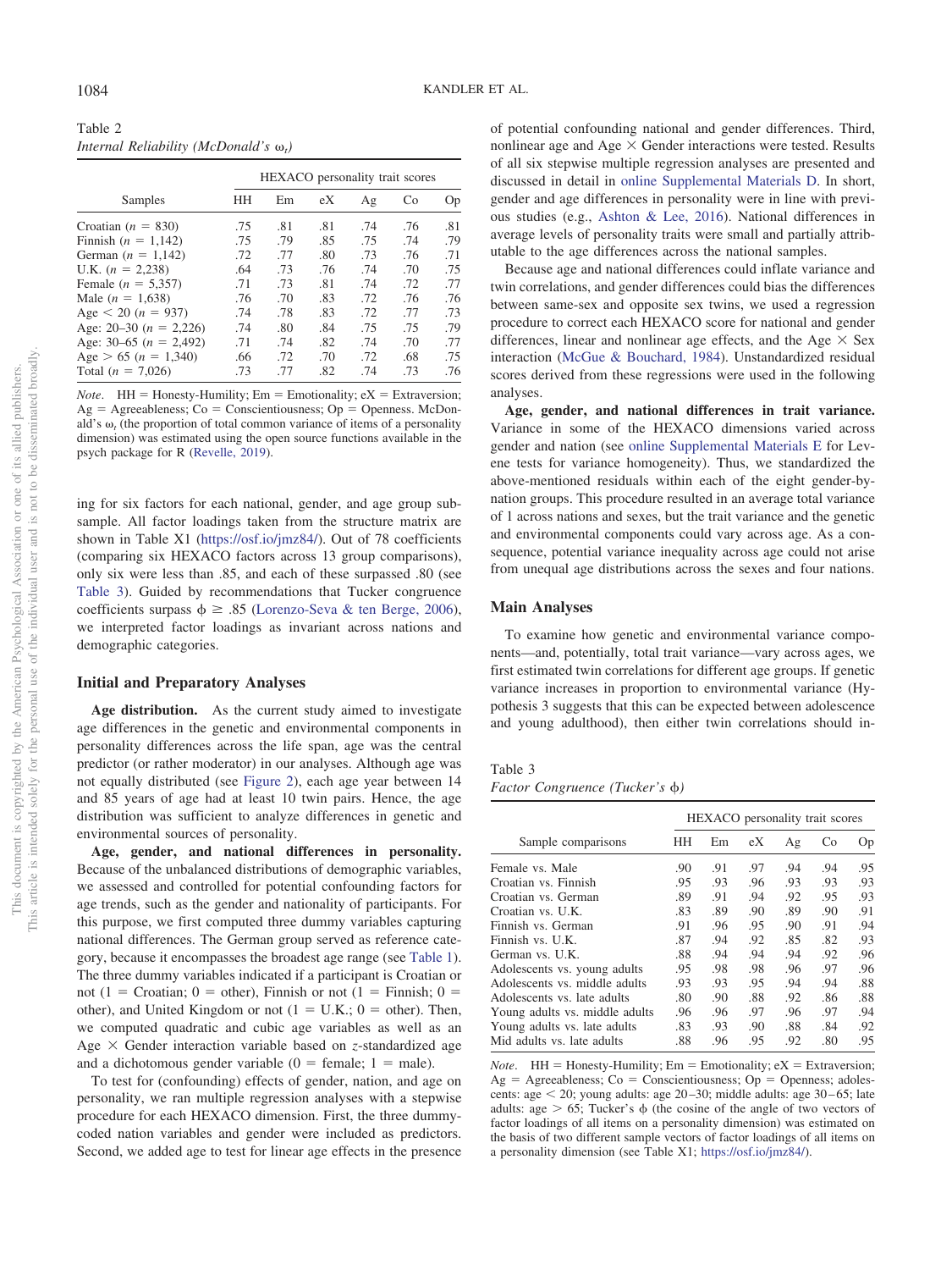Table 2
*Internal Reliability (McDonald's $\omega_t$)*

| Samples | HEXACO personality trait scores | | | | | |
|---|---|---|---|---|---|---|
| | HH | Em | eX | Ag | Co | Op |
| Croatian ($n$ = 830) | .75 | .81 | .81 | .74 | .76 | .81 |
| Finnish ($n$ = 1,142) | .75 | .79 | .85 | .75 | .74 | .79 |
| German ($n$ = 1,142) | .72 | .77 | .80 | .73 | .76 | .71 |
| U.K. ($n$ = 2,238) | .64 | .73 | .76 | .74 | .70 | .75 |
| Female ($n$ = 5,357) | .71 | .73 | .81 | .74 | .72 | .77 |
| Male ($n$ = 1,638) | .76 | .70 | .83 | .72 | .76 | .76 |
| Age < 20 ($n$ = 937) | .74 | .78 | .83 | .72 | .77 | .73 |
| Age: 20–30 ($n$ = 2,226) | .74 | .80 | .84 | .75 | .75 | .79 |
| Age: 30–65 ($n$ = 2,492) | .71 | .74 | .82 | .74 | .70 | .77 |
| Age > 65 ($n$ = 1,340) | .66 | .72 | .70 | .72 | .68 | .75 |
| Total ($n$ = 7,026) | .73 | .77 | .82 | .74 | .73 | .76 |

*Note*. HH = Honesty-Humility; Em = Emotionality; eX = Extraversion; Ag = Agreeableness; Co = Conscientiousness; Op = Openness. McDonald's $\omega_t$ (the proportion of total common variance of items of a personality dimension) was estimated using the open source functions available in the psych package for R (Revelle, 2019).

ing for six factors for each national, gender, and age group subsample. All factor loadings taken from the structure matrix are shown in Table X1 (https://osf.io/jmz84/). Out of 78 coefficients (comparing six HEXACO factors across 13 group comparisons), only six were less than .85, and each of these surpassed .80 (see Table 3). Guided by recommendations that Tucker congruence coefficients surpass $\phi \geq .85$ (Lorenzo-Seva & ten Berge, 2006), we interpreted factor loadings as invariant across nations and demographic categories.

### Initial and Preparatory Analyses

**Age distribution.** As the current study aimed to investigate age differences in the genetic and environmental components in personality differences across the life span, age was the central predictor (or rather moderator) in our analyses. Although age was not equally distributed (see Figure 2), each age year between 14 and 85 years of age had at least 10 twin pairs. Hence, the age distribution was sufficient to analyze differences in genetic and environmental sources of personality.

**Age, gender, and national differences in personality.** Because of the unbalanced distributions of demographic variables, we assessed and controlled for potential confounding factors for age trends, such as the gender and nationality of participants. For this purpose, we first computed three dummy variables capturing national differences. The German group served as reference category, because it encompasses the broadest age range (see Table 1). The three dummy variables indicated if a participant is Croatian or not (1 = Croatian; 0 = other), Finnish or not (1 = Finnish; 0 = other), and United Kingdom or not (1 = U.K.; 0 = other). Then, we computed quadratic and cubic age variables as well as an Age × Gender interaction variable based on $z$-standardized age and a dichotomous gender variable (0 = female; 1 = male).

To test for (confounding) effects of gender, nation, and age on personality, we ran multiple regression analyses with a stepwise procedure for each HEXACO dimension. First, the three dummy-coded nation variables and gender were included as predictors. Second, we added age to test for linear age effects in the presence of potential confounding national and gender differences. Third, nonlinear age and Age × Gender interactions were tested. Results of all six stepwise multiple regression analyses are presented and discussed in detail in online Supplemental Materials D. In short, gender and age differences in personality were in line with previous studies (e.g., Ashton & Lee, 2016). National differences in average levels of personality traits were small and partially attributable to the age differences across the national samples.

Because age and national differences could inflate variance and twin correlations, and gender differences could bias the differences between same-sex and opposite sex twins, we used a regression procedure to correct each HEXACO score for national and gender differences, linear and nonlinear age effects, and the Age × Sex interaction (McGue & Bouchard, 1984). Unstandardized residual scores derived from these regressions were used in the following analyses.

**Age, gender, and national differences in trait variance.** Variance in some of the HEXACO dimensions varied across gender and nation (see online Supplemental Materials E for Levene tests for variance homogeneity). Thus, we standardized the above-mentioned residuals within each of the eight gender-by-nation groups. This procedure resulted in an average total variance of 1 across nations and sexes, but the trait variance and the genetic and environmental components could vary across age. As a consequence, potential variance inequality across age could not arise from unequal age distributions across the sexes and four nations.

### Main Analyses

To examine how genetic and environmental variance components—and, potentially, total trait variance—vary across ages, we first estimated twin correlations for different age groups. If genetic variance increases in proportion to environmental variance (Hypothesis 3 suggests that this can be expected between adolescence and young adulthood), then either twin correlations should in-

Table 3
*Factor Congruence (Tucker's $\phi$)*

| Sample comparisons | HEXACO personality trait scores | | | | | |
|---|---|---|---|---|---|---|
| | HH | Em | eX | Ag | Co | Op |
| Female vs. Male | .90 | .91 | .97 | .94 | .94 | .95 |
| Croatian vs. Finnish | .95 | .93 | .96 | .93 | .93 | .93 |
| Croatian vs. German | .89 | .91 | .94 | .92 | .95 | .93 |
| Croatian vs. U.K. | .83 | .89 | .90 | .89 | .90 | .91 |
| Finnish vs. German | .91 | .96 | .95 | .90 | .91 | .94 |
| Finnish vs. U.K. | .87 | .94 | .92 | .85 | .82 | .93 |
| German vs. U.K. | .88 | .94 | .94 | .94 | .92 | .96 |
| Adolescents vs. young adults | .95 | .98 | .98 | .96 | .97 | .96 |
| Adolescents vs. middle adults | .93 | .93 | .95 | .94 | .94 | .88 |
| Adolescents vs. late adults | .80 | .90 | .88 | .92 | .86 | .88 |
| Young adults vs. middle adults | .96 | .96 | .97 | .96 | .97 | .94 |
| Young adults vs. late adults | .83 | .93 | .90 | .88 | .84 | .92 |
| Mid adults vs. late adults | .88 | .96 | .95 | .92 | .80 | .95 |

*Note*. HH = Honesty-Humility; Em = Emotionality; eX = Extraversion; Ag = Agreeableness; Co = Conscientiousness; Op = Openness; adolescents: age < 20; young adults: age 20–30; middle adults: age 30–65; late adults: age > 65; Tucker's $\phi$ (the cosine of the angle of two vectors of factor loadings of all items on a personality dimension) was estimated on the basis of two different sample vectors of factor loadings of all items on a personality dimension (see Table X1; https://osf.io/jmz84/).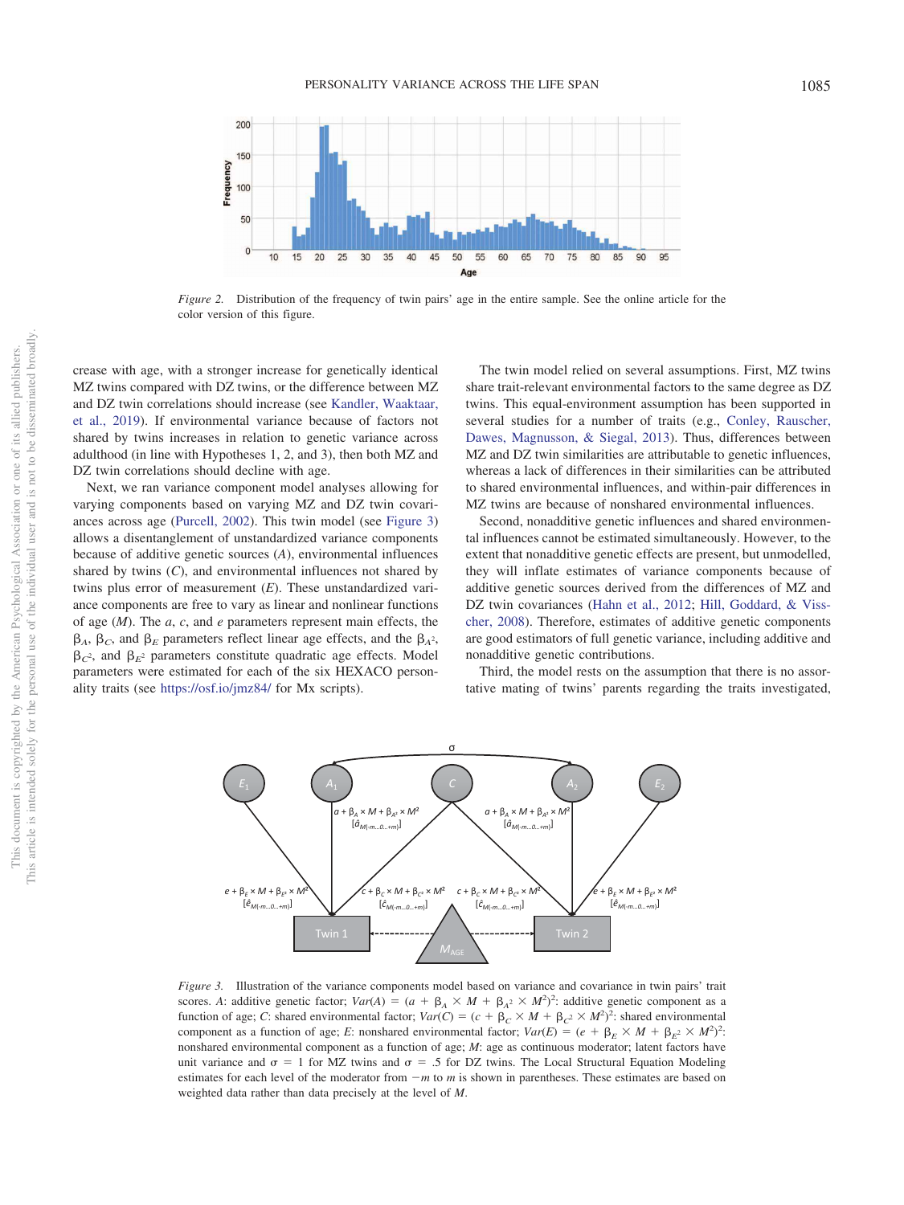Figure 2. Distribution of the frequency of twin pairs' age in the entire sample. See the online article for the color version of this figure.

crease with age, with a stronger increase for genetically identical MZ twins compared with DZ twins, or the difference between MZ and DZ twin correlations should increase (see Kandler, Waaktaar, et al., 2019). If environmental variance because of factors not shared by twins increases in relation to genetic variance across adulthood (in line with Hypotheses 1, 2, and 3), then both MZ and DZ twin correlations should decline with age.

Next, we ran variance component model analyses allowing for varying components based on varying MZ and DZ twin covariances across age (Purcell, 2002). This twin model (see Figure 3) allows a disentanglement of unstandardized variance components because of additive genetic sources (*A*), environmental influences shared by twins (*C*), and environmental influences not shared by twins plus error of measurement (*E*). These unstandardized variance components are free to vary as linear and nonlinear functions of age (*M*). The *a*, *c*, and *e* parameters represent main effects, the $\beta_A$, $\beta_C$, and $\beta_E$ parameters reflect linear age effects, and the $\beta_{A^2}$, $\beta_{C^2}$, and $\beta_{E^2}$ parameters constitute quadratic age effects. Model parameters were estimated for each of the six HEXACO personality traits (see https://osf.io/jmz84/ for Mx scripts).

The twin model relied on several assumptions. First, MZ twins share trait-relevant environmental factors to the same degree as DZ twins. This equal-environment assumption has been supported in several studies for a number of traits (e.g., Conley, Rauscher, Dawes, Magnusson, & Siegal, 2013). Thus, differences between MZ and DZ twin similarities are attributable to genetic influences, whereas a lack of differences in their similarities can be attributed to shared environmental influences, and within-pair differences in MZ twins are because of nonshared environmental influences.

Second, nonadditive genetic influences and shared environmental influences cannot be estimated simultaneously. However, to the extent that nonadditive genetic effects are present, but unmodelled, they will inflate estimates of variance components because of additive genetic sources derived from the differences of MZ and DZ twin covariances (Hahn et al., 2012; Hill, Goddard, & Visscher, 2008). Therefore, estimates of additive genetic components are good estimators of full genetic variance, including additive and nonadditive genetic contributions.

Third, the model rests on the assumption that there is no assortative mating of twins' parents regarding the traits investigated,

Figure 3. Illustration of the variance components model based on variance and covariance in twin pairs' trait scores. *A*: additive genetic factor; $Var(A) = (a + \beta_A \times M + \beta_{A^2} \times M^2)^2$: additive genetic component as a function of age; *C*: shared environmental factor; $Var(C) = (c + \beta_C \times M + \beta_{C^2} \times M^2)^2$: shared environmental component as a function of age; *E*: nonshared environmental factor; $Var(E) = (e + \beta_E \times M + \beta_{E^2} \times M^2)^2$: nonshared environmental component as a function of age; *M*: age as continuous moderator; latent factors have unit variance and $\sigma = 1$ for MZ twins and $\sigma = .5$ for DZ twins. The Local Structural Equation Modeling estimates for each level of the moderator from $-m$ to $m$ is shown in parentheses. These estimates are based on weighted data rather than data precisely at the level of *M*.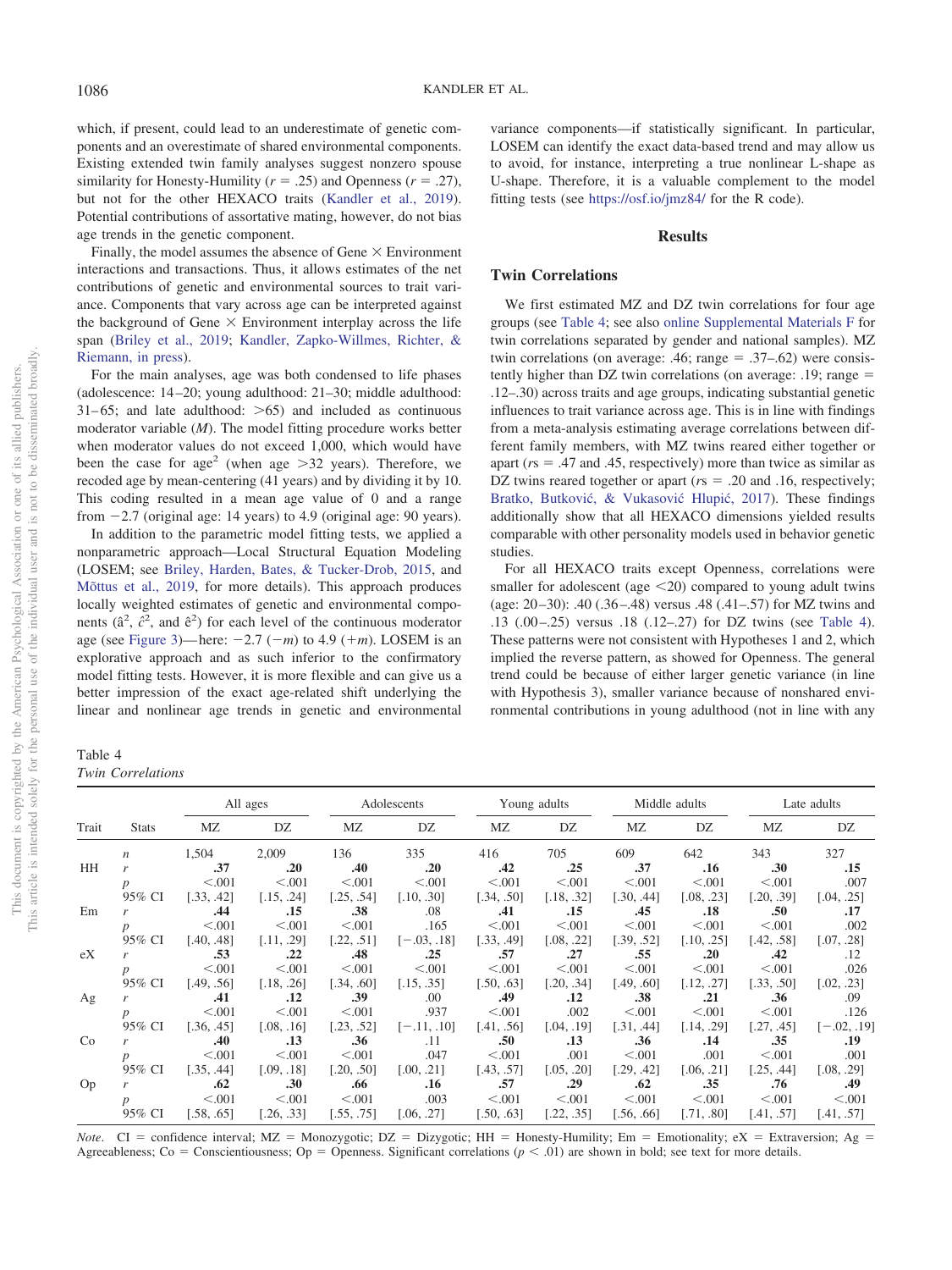which, if present, could lead to an underestimate of genetic components and an overestimate of shared environmental components. Existing extended twin family analyses suggest nonzero spouse similarity for Honesty-Humility ($r = .25$) and Openness ($r = .27$), but not for the other HEXACO traits (Kandler et al., 2019). Potential contributions of assortative mating, however, do not bias age trends in the genetic component.

Finally, the model assumes the absence of Gene × Environment interactions and transactions. Thus, it allows estimates of the net contributions of genetic and environmental sources to trait variance. Components that vary across age can be interpreted against the background of Gene × Environment interplay across the life span (Briley et al., 2019; Kandler, Zapko-Willmes, Richter, & Riemann, in press).

For the main analyses, age was both condensed to life phases (adolescence: 14–20; young adulthood: 21–30; middle adulthood: 31–65; and late adulthood: >65) and included as continuous moderator variable ($M$). The model fitting procedure works better when moderator values do not exceed 1,000, which would have been the case for age$^2$ (when age >32 years). Therefore, we recoded age by mean-centering (41 years) and by dividing it by 10. This coding resulted in a mean age value of 0 and a range from −2.7 (original age: 14 years) to 4.9 (original age: 90 years).

In addition to the parametric model fitting tests, we applied a nonparametric approach—Local Structural Equation Modeling (LOSEM; see Briley, Harden, Bates, & Tucker-Drob, 2015, and Mõttus et al., 2019, for more details). This approach produces locally weighted estimates of genetic and environmental components ($\hat{a}^2$, $\hat{c}^2$, and $\hat{e}^2$) for each level of the continuous moderator age (see Figure 3)—here: −2.7 (−$m$) to 4.9 (+$m$). LOSEM is an explorative approach and as such inferior to the confirmatory model fitting tests. However, it is more flexible and can give us a better impression of the exact age-related shift underlying the linear and nonlinear age trends in genetic and environmental variance components—if statistically significant. In particular, LOSEM can identify the exact data-based trend and may allow us to avoid, for instance, interpreting a true nonlinear L-shape as U-shape. Therefore, it is a valuable complement to the model fitting tests (see https://osf.io/jmz84/ for the R code).

## Results

### Twin Correlations

We first estimated MZ and DZ twin correlations for four age groups (see Table 4; see also online Supplemental Materials F for twin correlations separated by gender and national samples). MZ twin correlations (on average: .46; range = .37–.62) were consistently higher than DZ twin correlations (on average: .19; range = .12–.30) across traits and age groups, indicating substantial genetic influences to trait variance across age. This is in line with findings from a meta-analysis estimating average correlations between different family members, with MZ twins reared either together or apart ($rs = .47$ and .45, respectively) more than twice as similar as DZ twins reared together or apart ($rs = .20$ and .16, respectively; Bratko, Butković, & Vukasović Hlupić, 2017). These findings additionally show that all HEXACO dimensions yielded results comparable with other personality models used in behavior genetic studies.

For all HEXACO traits except Openness, correlations were smaller for adolescent (age <20) compared to young adult twins (age: 20–30): .40 (.36–.48) versus .48 (.41–.57) for MZ twins and .13 (.00–.25) versus .18 (.12–.27) for DZ twins (see Table 4). These patterns were not consistent with Hypotheses 1 and 2, which implied the reverse pattern, as showed for Openness. The general trend could be because of either larger genetic variance (in line with Hypothesis 3), smaller variance because of nonshared environmental contributions in young adulthood (not in line with any

Table 4
*Twin Correlations*

| Trait | Stats | All ages | | Adolescents | | Young adults | | Middle adults | | Late adults | |
|---|---|---|---|---|---|---|---|---|---|---|---|
| | | MZ | DZ | MZ | DZ | MZ | DZ | MZ | DZ | MZ | DZ |
| | $n$ | 1,504 | 2,009 | 136 | 335 | 416 | 705 | 609 | 642 | 343 | 327 |
| HH | $r$ | **.37** | **.20** | **.40** | **.20** | **.42** | **.25** | **.37** | **.16** | **.30** | **.15** |
| | $p$ | <.001 | <.001 | <.001 | <.001 | <.001 | <.001 | <.001 | <.001 | <.001 | .007 |
| | 95% CI | [.33, .42] | [.15, .24] | [.25, .54] | [.10, .30] | [.34, .50] | [.18, .32] | [.30, .44] | [.08, .23] | [.20, .39] | [.04, .25] |
| Em | $r$ | **.44** | **.15** | **.38** | .08 | **.41** | **.15** | **.45** | **.18** | **.50** | **.17** |
| | $p$ | <.001 | <.001 | <.001 | .165 | <.001 | <.001 | <.001 | <.001 | <.001 | .002 |
| | 95% CI | [.40, .48] | [.11, .29] | [.22, .51] | [−.03, .18] | [.33, .49] | [.08, .22] | [.39, .52] | [.10, .25] | [.42, .58] | [.07, .28] |
| eX | $r$ | **.53** | **.22** | **.48** | **.25** | **.57** | **.27** | **.55** | **.20** | **.42** | .12 |
| | $p$ | <.001 | <.001 | <.001 | <.001 | <.001 | <.001 | <.001 | <.001 | <.001 | .026 |
| | 95% CI | [.49, .56] | [.18, .26] | [.34, .60] | [.15, .35] | [.50, .63] | [.20, .34] | [.49, .60] | [.12, .27] | [.33, .50] | [.02, .23] |
| Ag | $r$ | **.41** | **.12** | **.39** | .00 | **.49** | **.12** | **.38** | **.21** | **.36** | .09 |
| | $p$ | <.001 | <.001 | <.001 | .937 | <.001 | .002 | <.001 | <.001 | <.001 | .126 |
| | 95% CI | [.36, .45] | [.08, .16] | [.23, .52] | [−.11, .10] | [.41, .56] | [.04, .19] | [.31, .44] | [.14, .29] | [.27, .45] | [−.02, .19] |
| Co | $r$ | **.40** | **.13** | **.36** | .11 | **.50** | **.13** | **.36** | **.14** | **.35** | **.19** |
| | $p$ | <.001 | <.001 | <.001 | .047 | <.001 | .001 | <.001 | .001 | <.001 | .001 |
| | 95% CI | [.35, .44] | [.09, .18] | [.20, .50] | [.00, .21] | [.43, .57] | [.05, .20] | [.29, .42] | [.06, .21] | [.25, .44] | [.08, .29] |
| Op | $r$ | **.62** | **.30** | **.66** | **.16** | **.57** | **.29** | **.62** | **.35** | **.76** | **.49** |
| | $p$ | <.001 | <.001 | <.001 | .003 | <.001 | <.001 | <.001 | <.001 | <.001 | <.001 |
| | 95% CI | [.58, .65] | [.26, .33] | [.55, .75] | [.06, .27] | [.50, .63] | [.22, .35] | [.56, .66] | [.71, .80] | [.41, .57] | [.41, .57] |

*Note*. CI = confidence interval; MZ = Monozygotic; DZ = Dizygotic; HH = Honesty-Humility; Em = Emotionality; eX = Extraversion; Ag = Agreeableness; Co = Conscientiousness; Op = Openness. Significant correlations ($p < .01$) are shown in bold; see text for more details.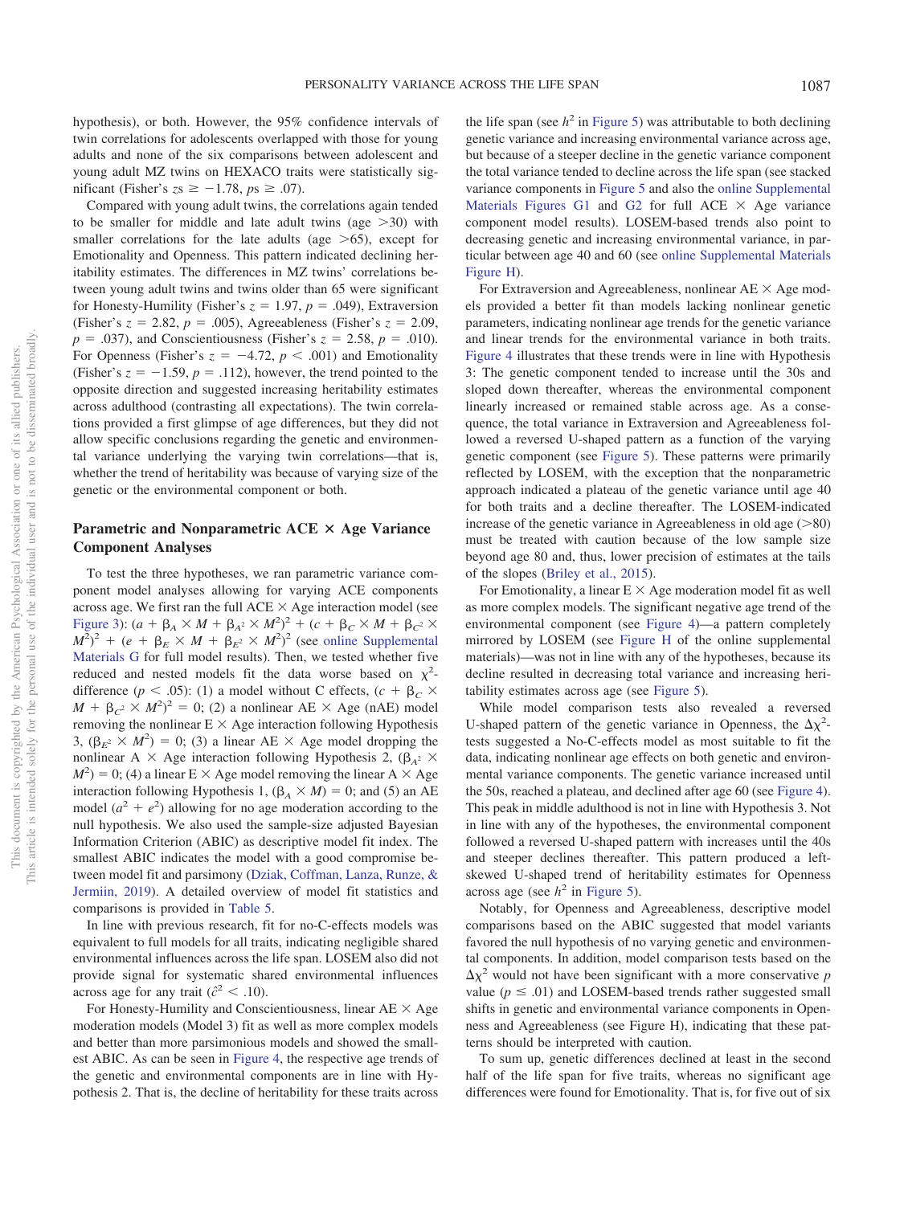hypothesis), or both. However, the 95% confidence intervals of twin correlations for adolescents overlapped with those for young adults and none of the six comparisons between adolescent and young adult MZ twins on HEXACO traits were statistically significant (Fisher's $z$s $\geq -1.78$, $p$s $\geq .07$).

Compared with young adult twins, the correlations again tended to be smaller for middle and late adult twins (age >30) with smaller correlations for the late adults (age >65), except for Emotionality and Openness. This pattern indicated declining heritability estimates. The differences in MZ twins' correlations between young adult twins and twins older than 65 were significant for Honesty-Humility (Fisher's $z = 1.97$, $p = .049$), Extraversion (Fisher's $z = 2.82$, $p = .005$), Agreeableness (Fisher's $z = 2.09$, $p = .037$), and Conscientiousness (Fisher's $z = 2.58$, $p = .010$). For Openness (Fisher's $z = -4.72$, $p < .001$) and Emotionality (Fisher's $z = -1.59$, $p = .112$), however, the trend pointed to the opposite direction and suggested increasing heritability estimates across adulthood (contrasting all expectations). The twin correlations provided a first glimpse of age differences, but they did not allow specific conclusions regarding the genetic and environmental variance underlying the varying twin correlations—that is, whether the trend of heritability was because of varying size of the genetic or the environmental component or both.

## Parametric and Nonparametric ACE × Age Variance Component Analyses

To test the three hypotheses, we ran parametric variance component model analyses allowing for varying ACE components across age. We first ran the full ACE × Age interaction model (see Figure 3): $(a + \beta_A \times M + \beta_{A^2} \times M^2)^2 + (c + \beta_C \times M + \beta_{C^2} \times M^2)^2 + (e + \beta_E \times M + \beta_{E^2} \times M^2)^2$ (see online Supplemental Materials G for full model results). Then, we tested whether five reduced and nested models fit the data worse based on $\chi^2$-difference ($p < .05$): (1) a model without C effects, $(c + \beta_C \times M + \beta_{C^2} \times M^2)^2 = 0$; (2) a nonlinear AE × Age (nAE) model removing the nonlinear E × Age interaction following Hypothesis 3, $(\beta_{E^2} \times M^2) = 0$; (3) a linear AE × Age model dropping the nonlinear A × Age interaction following Hypothesis 2, $(\beta_{A^2} \times M^2) = 0$; (4) a linear E × Age model removing the linear A × Age interaction following Hypothesis 1, $(\beta_A \times M) = 0$; and (5) an AE model $(a^2 + e^2)$ allowing for no age moderation according to the null hypothesis. We also used the sample-size adjusted Bayesian Information Criterion (ABIC) as descriptive model fit index. The smallest ABIC indicates the model with a good compromise between model fit and parsimony (Dziak, Coffman, Lanza, Runze, & Jermiin, 2019). A detailed overview of model fit statistics and comparisons is provided in Table 5.

In line with previous research, fit for no-C-effects models was equivalent to full models for all traits, indicating negligible shared environmental influences across the life span. LOSEM also did not provide signal for systematic shared environmental influences across age for any trait ($\hat{c}^2 < .10$).

For Honesty-Humility and Conscientiousness, linear AE × Age moderation models (Model 3) fit as well as more complex models and better than more parsimonious models and showed the smallest ABIC. As can be seen in Figure 4, the respective age trends of the genetic and environmental components are in line with Hypothesis 2. That is, the decline of heritability for these traits across the life span (see $h^2$ in Figure 5) was attributable to both declining genetic variance and increasing environmental variance across age, but because of a steeper decline in the genetic variance component the total variance tended to decline across the life span (see stacked variance components in Figure 5 and also the online Supplemental Materials Figures G1 and G2 for full ACE × Age variance component model results). LOSEM-based trends also point to decreasing genetic and increasing environmental variance, in particular between age 40 and 60 (see online Supplemental Materials Figure H).

For Extraversion and Agreeableness, nonlinear AE × Age models provided a better fit than models lacking nonlinear genetic parameters, indicating nonlinear age trends for the genetic variance and linear trends for the environmental variance in both traits. Figure 4 illustrates that these trends were in line with Hypothesis 3: The genetic component tended to increase until the 30s and sloped down thereafter, whereas the environmental component linearly increased or remained stable across age. As a consequence, the total variance in Extraversion and Agreeableness followed a reversed U-shaped pattern as a function of the varying genetic component (see Figure 5). These patterns were primarily reflected by LOSEM, with the exception that the nonparametric approach indicated a plateau of the genetic variance until age 40 for both traits and a decline thereafter. The LOSEM-indicated increase of the genetic variance in Agreeableness in old age (>80) must be treated with caution because of the low sample size beyond age 80 and, thus, lower precision of estimates at the tails of the slopes (Briley et al., 2015).

For Emotionality, a linear E × Age moderation model fit as well as more complex models. The significant negative age trend of the environmental component (see Figure 4)—a pattern completely mirrored by LOSEM (see Figure H of the online supplemental materials)—was not in line with any of the hypotheses, because its decline resulted in decreasing total variance and increasing heritability estimates across age (see Figure 5).

While model comparison tests also revealed a reversed U-shaped pattern of the genetic variance in Openness, the $\Delta\chi^2$-tests suggested a No-C-effects model as most suitable to fit the data, indicating nonlinear age effects on both genetic and environmental variance components. The genetic variance increased until the 50s, reached a plateau, and declined after age 60 (see Figure 4). This peak in middle adulthood is not in line with Hypothesis 3. Not in line with any of the hypotheses, the environmental component followed a reversed U-shaped pattern with increases until the 40s and steeper declines thereafter. This pattern produced a left-skewed U-shaped trend of heritability estimates for Openness across age (see $h^2$ in Figure 5).

Notably, for Openness and Agreeableness, descriptive model comparisons based on the ABIC suggested that model variants favored the null hypothesis of no varying genetic and environmental components. In addition, model comparison tests based on the $\Delta\chi^2$ would not have been significant with a more conservative $p$ value ($p \leq .01$) and LOSEM-based trends rather suggested small shifts in genetic and environmental variance components in Openness and Agreeableness (see Figure H), indicating that these patterns should be interpreted with caution.

To sum up, genetic differences declined at least in the second half of the life span for five traits, whereas no significant age differences were found for Emotionality. That is, for five out of six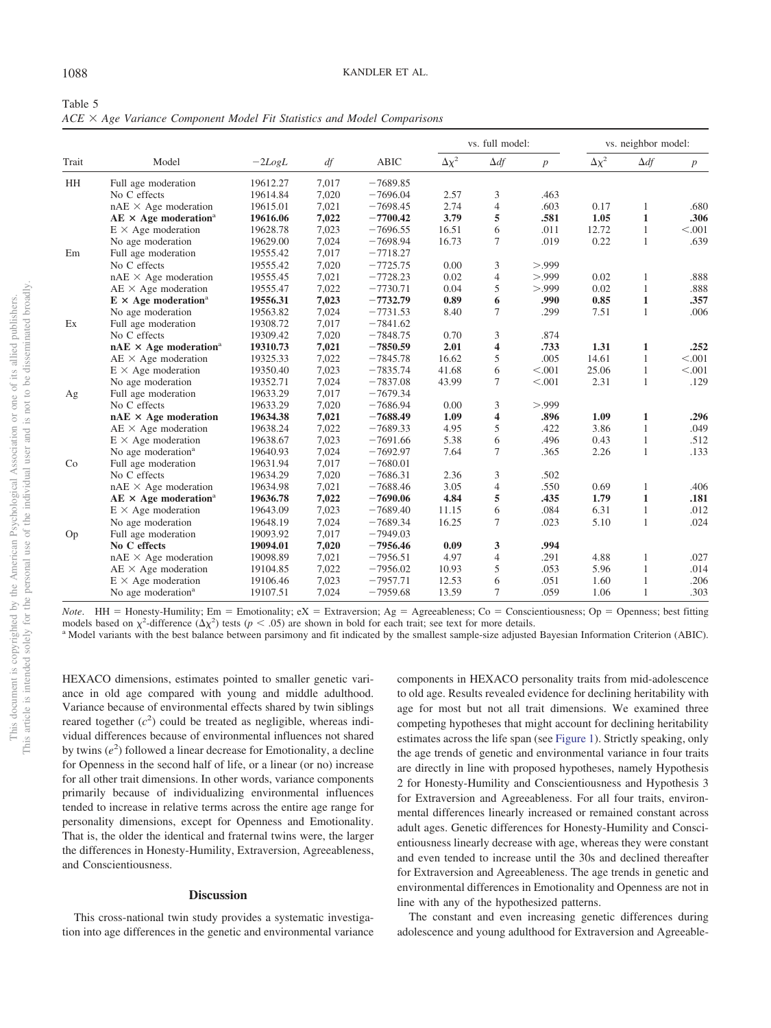Table 5
*ACE × Age Variance Component Model Fit Statistics and Model Comparisons*

| Trait | Model | $-2LogL$ | *df* | ABIC | vs. full model: $\Delta\chi^2$ | $\Delta df$ | *p* | vs. neighbor model: $\Delta\chi^2$ | $\Delta df$ | *p* |
|---|---|---|---|---|---|---|---|---|---|---|
| HH | Full age moderation | 19612.27 | 7,017 | −7689.85 | | | | | | |
| | No C effects | 19614.84 | 7,020 | −7696.04 | 2.57 | 3 | .463 | | | |
| | nAE × Age moderation | 19615.01 | 7,021 | −7698.45 | 2.74 | 4 | .603 | 0.17 | 1 | .680 |
| | **AE × Age moderation**[a] | **19616.06** | **7,022** | **−7700.42** | **3.79** | **5** | **.581** | **1.05** | **1** | **.306** |
| | E × Age moderation | 19628.78 | 7,023 | −7696.55 | 16.51 | 6 | .011 | 12.72 | 1 | <.001 |
| | No age moderation | 19629.00 | 7,024 | −7698.94 | 16.73 | 7 | .019 | 0.22 | 1 | .639 |
| Em | Full age moderation | 19555.42 | 7,017 | −7718.27 | | | | | | |
| | No C effects | 19555.42 | 7,020 | −7725.75 | 0.00 | 3 | >.999 | | | |
| | nAE × Age moderation | 19555.45 | 7,021 | −7728.23 | 0.02 | 4 | >.999 | 0.02 | 1 | .888 |
| | AE × Age moderation | 19555.47 | 7,022 | −7730.71 | 0.04 | 5 | >.999 | 0.02 | 1 | .888 |
| | **E × Age moderation**[a] | **19556.31** | **7,023** | **−7732.79** | **0.89** | **6** | **.990** | **0.85** | **1** | **.357** |
| | No age moderation | 19563.82 | 7,024 | −7731.53 | 8.40 | 7 | .299 | 7.51 | 1 | .006 |
| Ex | Full age moderation | 19308.72 | 7,017 | −7841.62 | | | | | | |
| | No C effects | 19309.42 | 7,020 | −7848.75 | 0.70 | 3 | .874 | | | |
| | **nAE × Age moderation**[a] | **19310.73** | **7,021** | **−7850.59** | **2.01** | **4** | **.733** | **1.31** | **1** | **.252** |
| | AE × Age moderation | 19325.33 | 7,022 | −7845.78 | 16.62 | 5 | .005 | 14.61 | 1 | <.001 |
| | E × Age moderation | 19350.40 | 7,023 | −7835.74 | 41.68 | 6 | <.001 | 25.06 | 1 | <.001 |
| | No age moderation | 19352.71 | 7,024 | −7837.08 | 43.99 | 7 | <.001 | 2.31 | 1 | .129 |
| Ag | Full age moderation | 19633.29 | 7,017 | −7679.34 | | | | | | |
| | No C effects | 19633.29 | 7,020 | −7686.94 | 0.00 | 3 | >.999 | | | |
| | **nAE × Age moderation** | **19634.38** | **7,021** | **−7688.49** | **1.09** | **4** | **.896** | **1.09** | **1** | **.296** |
| | AE × Age moderation | 19638.24 | 7,022 | −7689.33 | 4.95 | 5 | .422 | 3.86 | 1 | .049 |
| | E × Age moderation | 19638.67 | 7,023 | −7691.66 | 5.38 | 6 | .496 | 0.43 | 1 | .512 |
| | No age moderation[a] | 19640.93 | 7,024 | −7692.97 | 7.64 | 7 | .365 | 2.26 | 1 | .133 |
| Co | Full age moderation | 19631.94 | 7,017 | −7680.01 | | | | | | |
| | No C effects | 19634.29 | 7,020 | −7686.31 | 2.36 | 3 | .502 | | | |
| | nAE × Age moderation | 19634.98 | 7,021 | −7688.46 | 3.05 | 4 | .550 | 0.69 | 1 | .406 |
| | **AE × Age moderation**[a] | **19636.78** | **7,022** | **−7690.06** | **4.84** | **5** | **.435** | **1.79** | **1** | **.181** |
| | E × Age moderation | 19643.09 | 7,023 | −7689.40 | 11.15 | 6 | .084 | 6.31 | 1 | .012 |
| | No age moderation | 19648.19 | 7,024 | −7689.34 | 16.25 | 7 | .023 | 5.10 | 1 | .024 |
| Op | Full age moderation | 19093.92 | 7,017 | −7949.03 | | | | | | |
| | **No C effects** | **19094.01** | **7,020** | **−7956.46** | **0.09** | **3** | **.994** | | | |
| | nAE × Age moderation | 19098.89 | 7,021 | −7956.51 | 4.97 | 4 | .291 | 4.88 | 1 | .027 |
| | AE × Age moderation | 19104.85 | 7,022 | −7956.02 | 10.93 | 5 | .053 | 5.96 | 1 | .014 |
| | E × Age moderation | 19106.46 | 7,023 | −7957.71 | 12.53 | 6 | .051 | 1.60 | 1 | .206 |
| | No age moderation[a] | 19107.51 | 7,024 | −7959.68 | 13.59 | 7 | .059 | 1.06 | 1 | .303 |

*Note*. HH = Honesty-Humility; Em = Emotionality; eX = Extraversion; Ag = Agreeableness; Co = Conscientiousness; Op = Openness; best fitting models based on $\chi^2$-difference ($\Delta\chi^2$) tests ($p < .05$) are shown in bold for each trait; see text for more details.
[a] Model variants with the best balance between parsimony and fit indicated by the smallest sample-size adjusted Bayesian Information Criterion (ABIC).

HEXACO dimensions, estimates pointed to smaller genetic variance in old age compared with young and middle adulthood. Variance because of environmental effects shared by twin siblings reared together ($c^2$) could be treated as negligible, whereas individual differences because of environmental influences not shared by twins ($e^2$) followed a linear decrease for Emotionality, a decline for Openness in the second half of life, or a linear (or no) increase for all other trait dimensions. In other words, variance components primarily because of individualizing environmental influences tended to increase in relative terms across the entire age range for personality dimensions, except for Openness and Emotionality. That is, the older the identical and fraternal twins were, the larger the differences in Honesty-Humility, Extraversion, Agreeableness, and Conscientiousness.

## Discussion

This cross-national twin study provides a systematic investigation into age differences in the genetic and environmental variance components in HEXACO personality traits from mid-adolescence to old age. Results revealed evidence for declining heritability with age for most but not all trait dimensions. We examined three competing hypotheses that might account for declining heritability estimates across the life span (see Figure 1). Strictly speaking, only the age trends of genetic and environmental variance in four traits are directly in line with proposed hypotheses, namely Hypothesis 2 for Honesty-Humility and Conscientiousness and Hypothesis 3 for Extraversion and Agreeableness. For all four traits, environmental differences linearly increased or remained constant across adult ages. Genetic differences for Honesty-Humility and Conscientiousness linearly decrease with age, whereas they were constant and even tended to increase until the 30s and declined thereafter for Extraversion and Agreeableness. The age trends in genetic and environmental differences in Emotionality and Openness are not in line with any of the hypothesized patterns.

The constant and even increasing genetic differences during adolescence and young adulthood for Extraversion and Agreeable-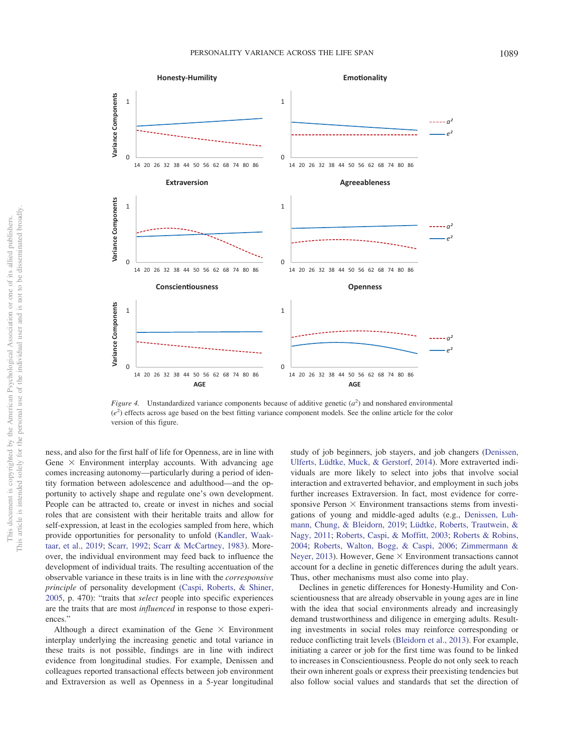Figure 4. Unstandardized variance components because of additive genetic ($a^2$) and nonshared environmental ($e^2$) effects across age based on the best fitting variance component models. See the online article for the color version of this figure.

ness, and also for the first half of life for Openness, are in line with Gene × Environment interplay accounts. With advancing age comes increasing autonomy—particularly during a period of identity formation between adolescence and adulthood—and the opportunity to actively shape and regulate one's own development. People can be attracted to, create or invest in niches and social roles that are consistent with their heritable traits and allow for self-expression, at least in the ecologies sampled from here, which provide opportunities for personality to unfold (Kandler, Waaktaar, et al., 2019; Scarr, 1992; Scarr & McCartney, 1983). Moreover, the individual environment may feed back to influence the development of individual traits. The resulting accentuation of the observable variance in these traits is in line with the *corresponsive principle* of personality development (Caspi, Roberts, & Shiner, 2005, p. 470): "traits that *select* people into specific experiences are the traits that are most *influenced* in response to those experiences."

Although a direct examination of the Gene × Environment interplay underlying the increasing genetic and total variance in these traits is not possible, findings are in line with indirect evidence from longitudinal studies. For example, Denissen and colleagues reported transactional effects between job environment and Extraversion as well as Openness in a 5-year longitudinal study of job beginners, job stayers, and job changers (Denissen, Ulferts, Lüdtke, Muck, & Gerstorf, 2014). More extraverted individuals are more likely to select into jobs that involve social interaction and extraverted behavior, and employment in such jobs further increases Extraversion. In fact, most evidence for corresponsive Person × Environment transactions stems from investigations of young and middle-aged adults (e.g., Denissen, Luhmann, Chung, & Bleidorn, 2019; Lüdtke, Roberts, Trautwein, & Nagy, 2011; Roberts, Caspi, & Moffitt, 2003; Roberts & Robins, 2004; Roberts, Walton, Bogg, & Caspi, 2006; Zimmermann & Neyer, 2013). However, Gene × Environment transactions cannot account for a decline in genetic differences during the adult years. Thus, other mechanisms must also come into play.

Declines in genetic differences for Honesty-Humility and Conscientiousness that are already observable in young ages are in line with the idea that social environments already and increasingly demand trustworthiness and diligence in emerging adults. Resulting investments in social roles may reinforce corresponding or reduce conflicting trait levels (Bleidorn et al., 2013). For example, initiating a career or job for the first time was found to be linked to increases in Conscientiousness. People do not only seek to reach their own inherent goals or express their preexisting tendencies but also follow social values and standards that set the direction of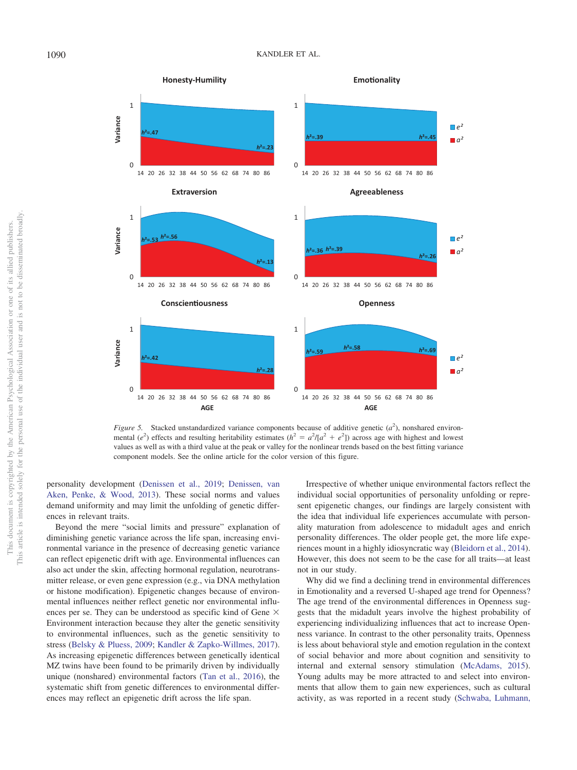*Figure 5.* Stacked unstandardized variance components because of additive genetic ($a^2$), nonshared environmental ($e^2$) effects and resulting heritability estimates ($h^2 = a^2/[a^2 + e^2]$) across age with highest and lowest values as well as with a third value at the peak or valley for the nonlinear trends based on the best fitting variance component models. See the online article for the color version of this figure.

personality development (Denissen et al., 2019; Denissen, van Aken, Penke, & Wood, 2013). These social norms and values demand uniformity and may limit the unfolding of genetic differences in relevant traits.

Beyond the mere "social limits and pressure" explanation of diminishing genetic variance across the life span, increasing environmental variance in the presence of decreasing genetic variance can reflect epigenetic drift with age. Environmental influences can also act under the skin, affecting hormonal regulation, neurotransmitter release, or even gene expression (e.g., via DNA methylation or histone modification). Epigenetic changes because of environmental influences neither reflect genetic nor environmental influences per se. They can be understood as specific kind of Gene × Environment interaction because they alter the genetic sensitivity to environmental influences, such as the genetic sensitivity to stress (Belsky & Pluess, 2009; Kandler & Zapko-Willmes, 2017). As increasing epigenetic differences between genetically identical MZ twins have been found to be primarily driven by individually unique (nonshared) environmental factors (Tan et al., 2016), the systematic shift from genetic differences to environmental differences may reflect an epigenetic drift across the life span.

Irrespective of whether unique environmental factors reflect the individual social opportunities of personality unfolding or represent epigenetic changes, our findings are largely consistent with the idea that individual life experiences accumulate with personality maturation from adolescence to midadult ages and enrich personality differences. The older people get, the more life experiences mount in a highly idiosyncratic way (Bleidorn et al., 2014). However, this does not seem to be the case for all traits—at least not in our study.

Why did we find a declining trend in environmental differences in Emotionality and a reversed U-shaped age trend for Openness? The age trend of the environmental differences in Openness suggests that the midadult years involve the highest probability of experiencing individualizing influences that act to increase Openness variance. In contrast to the other personality traits, Openness is less about behavioral style and emotion regulation in the context of social behavior and more about cognition and sensitivity to internal and external sensory stimulation (McAdams, 2015). Young adults may be more attracted to and select into environments that allow them to gain new experiences, such as cultural activity, as was reported in a recent study (Schwaba, Luhmann,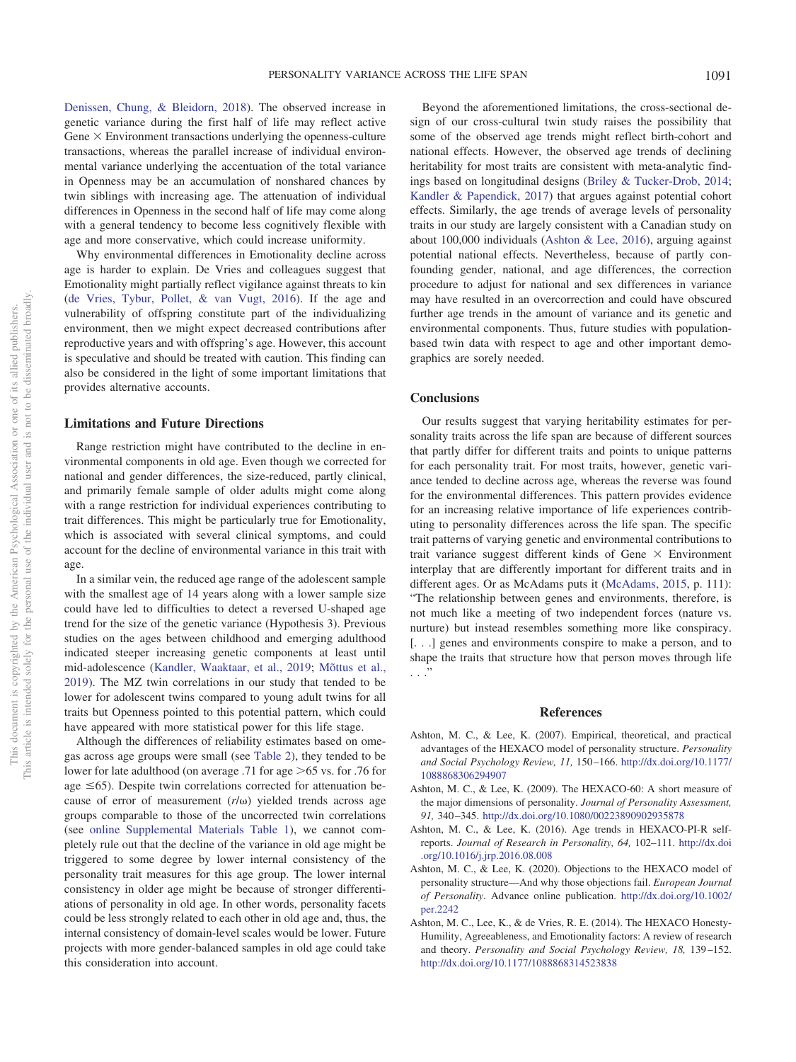Denissen, Chung, & Bleidorn, 2018). The observed increase in genetic variance during the first half of life may reflect active Gene × Environment transactions underlying the openness-culture transactions, whereas the parallel increase of individual environmental variance underlying the accentuation of the total variance in Openness may be an accumulation of nonshared chances by twin siblings with increasing age. The attenuation of individual differences in Openness in the second half of life may come along with a general tendency to become less cognitively flexible with age and more conservative, which could increase uniformity.

Why environmental differences in Emotionality decline across age is harder to explain. De Vries and colleagues suggest that Emotionality might partially reflect vigilance against threats to kin (de Vries, Tybur, Pollet, & van Vugt, 2016). If the age and vulnerability of offspring constitute part of the individualizing environment, then we might expect decreased contributions after reproductive years and with offspring's age. However, this account is speculative and should be treated with caution. This finding can also be considered in the light of some important limitations that provides alternative accounts.

## Limitations and Future Directions

Range restriction might have contributed to the decline in environmental components in old age. Even though we corrected for national and gender differences, the size-reduced, partly clinical, and primarily female sample of older adults might come along with a range restriction for individual experiences contributing to trait differences. This might be particularly true for Emotionality, which is associated with several clinical symptoms, and could account for the decline of environmental variance in this trait with age.

In a similar vein, the reduced age range of the adolescent sample with the smallest age of 14 years along with a lower sample size could have led to difficulties to detect a reversed U-shaped age trend for the size of the genetic variance (Hypothesis 3). Previous studies on the ages between childhood and emerging adulthood indicated steeper increasing genetic components at least until mid-adolescence (Kandler, Waaktaar, et al., 2019; Mõttus et al., 2019). The MZ twin correlations in our study that tended to be lower for adolescent twins compared to young adult twins for all traits but Openness pointed to this potential pattern, which could have appeared with more statistical power for this life stage.

Although the differences of reliability estimates based on omegas across age groups were small (see Table 2), they tended to be lower for late adulthood (on average .71 for age >65 vs. for .76 for age ≤65). Despite twin correlations corrected for attenuation because of error of measurement ($r/\omega$) yielded trends across age groups comparable to those of the uncorrected twin correlations (see online Supplemental Materials Table 1), we cannot completely rule out that the decline of the variance in old age might be triggered to some degree by lower internal consistency of the personality trait measures for this age group. The lower internal consistency in older age might be because of stronger differentiations of personality in old age. In other words, personality facets could be less strongly related to each other in old age and, thus, the internal consistency of domain-level scales would be lower. Future projects with more gender-balanced samples in old age could take this consideration into account.

Beyond the aforementioned limitations, the cross-sectional design of our cross-cultural twin study raises the possibility that some of the observed age trends might reflect birth-cohort and national effects. However, the observed age trends of declining heritability for most traits are consistent with meta-analytic findings based on longitudinal designs (Briley & Tucker-Drob, 2014; Kandler & Papendick, 2017) that argues against potential cohort effects. Similarly, the age trends of average levels of personality traits in our study are largely consistent with a Canadian study on about 100,000 individuals (Ashton & Lee, 2016), arguing against potential national effects. Nevertheless, because of partly confounding gender, national, and age differences, the correction procedure to adjust for national and sex differences in variance may have resulted in an overcorrection and could have obscured further age trends in the amount of variance and its genetic and environmental components. Thus, future studies with population-based twin data with respect to age and other important demographics are sorely needed.

## Conclusions

Our results suggest that varying heritability estimates for personality traits across the life span are because of different sources that partly differ for different traits and points to unique patterns for each personality trait. For most traits, however, genetic variance tended to decline across age, whereas the reverse was found for the environmental differences. This pattern provides evidence for an increasing relative importance of life experiences contributing to personality differences across the life span. The specific trait patterns of varying genetic and environmental contributions to trait variance suggest different kinds of Gene × Environment interplay that are differently important for different traits and in different ages. Or as McAdams puts it (McAdams, 2015, p. 111): "The relationship between genes and environments, therefore, is not much like a meeting of two independent forces (nature vs. nurture) but instead resembles something more like conspiracy. [. . .] genes and environments conspire to make a person, and to shape the traits that structure how that person moves through life . . ."

## References

Ashton, M. C., & Lee, K. (2007). Empirical, theoretical, and practical advantages of the HEXACO model of personality structure. *Personality and Social Psychology Review, 11,* 150–166. http://dx.doi.org/10.1177/1088868306294907

Ashton, M. C., & Lee, K. (2009). The HEXACO-60: A short measure of the major dimensions of personality. *Journal of Personality Assessment, 91,* 340–345. http://dx.doi.org/10.1080/00223890902935878

Ashton, M. C., & Lee, K. (2016). Age trends in HEXACO-PI-R self-reports. *Journal of Research in Personality, 64,* 102–111. http://dx.doi.org/10.1016/j.jrp.2016.08.008

Ashton, M. C., & Lee, K. (2020). Objections to the HEXACO model of personality structure—And why those objections fail. *European Journal of Personality*. Advance online publication. http://dx.doi.org/10.1002/per.2242

Ashton, M. C., Lee, K., & de Vries, R. E. (2014). The HEXACO Honesty-Humility, Agreeableness, and Emotionality factors: A review of research and theory. *Personality and Social Psychology Review, 18,* 139–152. http://dx.doi.org/10.1177/1088868314523838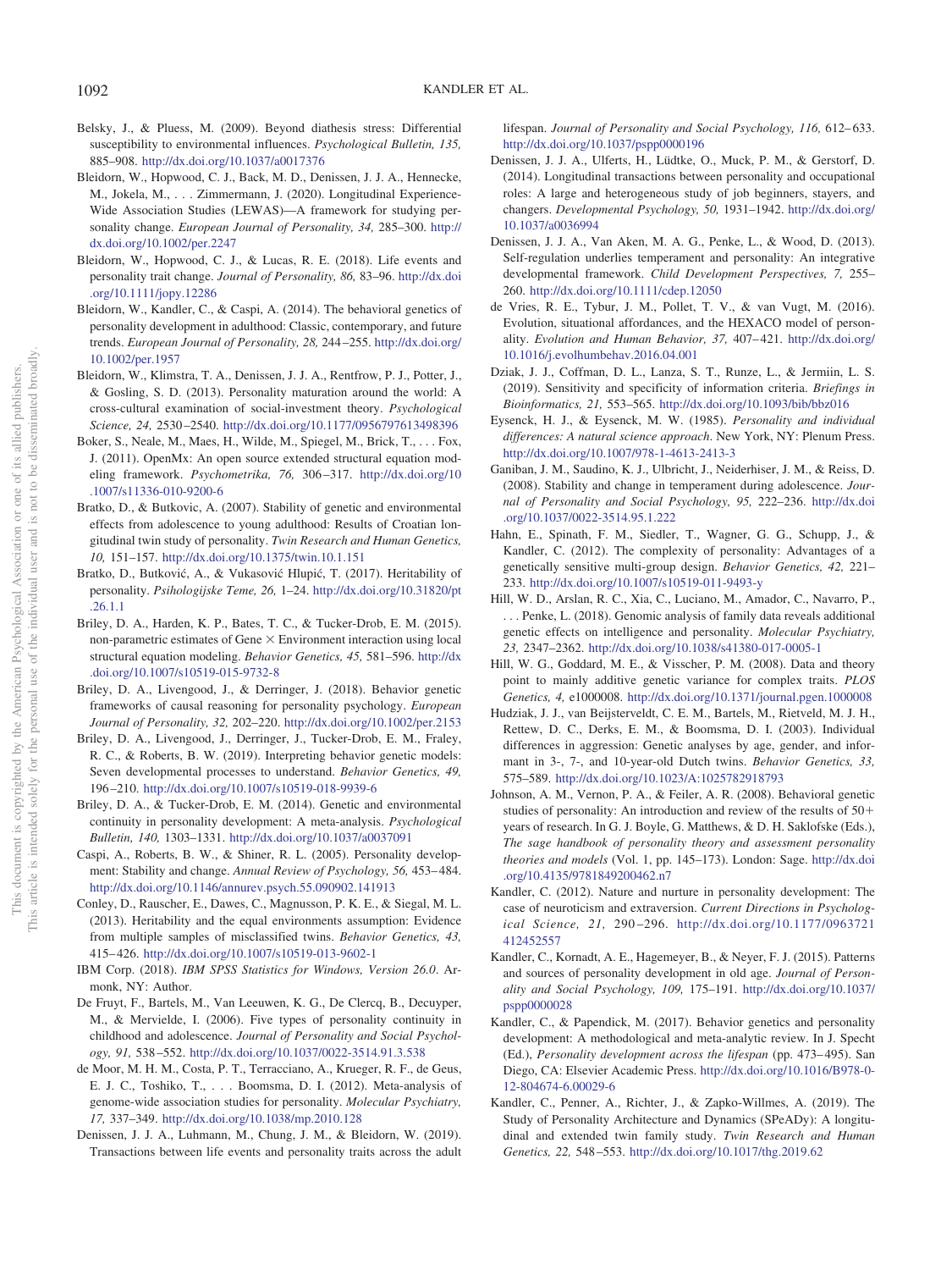Belsky, J., & Pluess, M. (2009). Beyond diathesis stress: Differential susceptibility to environmental influences. *Psychological Bulletin, 135,* 885–908. http://dx.doi.org/10.1037/a0017376

Bleidorn, W., Hopwood, C. J., Back, M. D., Denissen, J. J. A., Hennecke, M., Jokela, M., . . . Zimmermann, J. (2020). Longitudinal Experience-Wide Association Studies (LEWAS)—A framework for studying personality change. *European Journal of Personality, 34,* 285–300. http://dx.doi.org/10.1002/per.2247

Bleidorn, W., Hopwood, C. J., & Lucas, R. E. (2018). Life events and personality trait change. *Journal of Personality, 86,* 83–96. http://dx.doi.org/10.1111/jopy.12286

Bleidorn, W., Kandler, C., & Caspi, A. (2014). The behavioral genetics of personality development in adulthood: Classic, contemporary, and future trends. *European Journal of Personality, 28,* 244–255. http://dx.doi.org/10.1002/per.1957

Bleidorn, W., Klimstra, T. A., Denissen, J. J. A., Rentfrow, P. J., Potter, J., & Gosling, S. D. (2013). Personality maturation around the world: A cross-cultural examination of social-investment theory. *Psychological Science, 24,* 2530–2540. http://dx.doi.org/10.1177/0956797613498396

Boker, S., Neale, M., Maes, H., Wilde, M., Spiegel, M., Brick, T., . . . Fox, J. (2011). OpenMx: An open source extended structural equation modeling framework. *Psychometrika, 76,* 306–317. http://dx.doi.org/10.1007/s11336-010-9200-6

Bratko, D., & Butkovic, A. (2007). Stability of genetic and environmental effects from adolescence to young adulthood: Results of Croatian longitudinal twin study of personality. *Twin Research and Human Genetics, 10,* 151–157. http://dx.doi.org/10.1375/twin.10.1.151

Bratko, D., Butković, A., & Vukasović Hlupić, T. (2017). Heritability of personality. *Psihologijske Teme, 26,* 1–24. http://dx.doi.org/10.31820/pt.26.1.1

Briley, D. A., Harden, K. P., Bates, T. C., & Tucker-Drob, E. M. (2015). non-parametric estimates of Gene × Environment interaction using local structural equation modeling. *Behavior Genetics, 45,* 581–596. http://dx.doi.org/10.1007/s10519-015-9732-8

Briley, D. A., Livengood, J., & Derringer, J. (2018). Behavior genetic frameworks of causal reasoning for personality psychology. *European Journal of Personality, 32,* 202–220. http://dx.doi.org/10.1002/per.2153

Briley, D. A., Livengood, J., Derringer, J., Tucker-Drob, E. M., Fraley, R. C., & Roberts, B. W. (2019). Interpreting behavior genetic models: Seven developmental processes to understand. *Behavior Genetics, 49,* 196–210. http://dx.doi.org/10.1007/s10519-018-9939-6

Briley, D. A., & Tucker-Drob, E. M. (2014). Genetic and environmental continuity in personality development: A meta-analysis. *Psychological Bulletin, 140,* 1303–1331. http://dx.doi.org/10.1037/a0037091

Caspi, A., Roberts, B. W., & Shiner, R. L. (2005). Personality development: Stability and change. *Annual Review of Psychology, 56,* 453–484. http://dx.doi.org/10.1146/annurev.psych.55.090902.141913

Conley, D., Rauscher, E., Dawes, C., Magnusson, P. K. E., & Siegal, M. L. (2013). Heritability and the equal environments assumption: Evidence from multiple samples of misclassified twins. *Behavior Genetics, 43,* 415–426. http://dx.doi.org/10.1007/s10519-013-9602-1

IBM Corp. (2018). *IBM SPSS Statistics for Windows, Version 26.0*. Armonk, NY: Author.

De Fruyt, F., Bartels, M., Van Leeuwen, K. G., De Clercq, B., Decuyper, M., & Mervielde, I. (2006). Five types of personality continuity in childhood and adolescence. *Journal of Personality and Social Psychology, 91,* 538–552. http://dx.doi.org/10.1037/0022-3514.91.3.538

de Moor, M. H. M., Costa, P. T., Terracciano, A., Krueger, R. F., de Geus, E. J. C., Toshiko, T., . . . Boomsma, D. I. (2012). Meta-analysis of genome-wide association studies for personality. *Molecular Psychiatry, 17,* 337–349. http://dx.doi.org/10.1038/mp.2010.128

Denissen, J. J. A., Luhmann, M., Chung, J. M., & Bleidorn, W. (2019). Transactions between life events and personality traits across the adult lifespan. *Journal of Personality and Social Psychology, 116,* 612–633. http://dx.doi.org/10.1037/pspp0000196

Denissen, J. J. A., Ulferts, H., Lüdtke, O., Muck, P. M., & Gerstorf, D. (2014). Longitudinal transactions between personality and occupational roles: A large and heterogeneous study of job beginners, stayers, and changers. *Developmental Psychology, 50,* 1931–1942. http://dx.doi.org/10.1037/a0036994

Denissen, J. J. A., Van Aken, M. A. G., Penke, L., & Wood, D. (2013). Self-regulation underlies temperament and personality: An integrative developmental framework. *Child Development Perspectives, 7,* 255–260. http://dx.doi.org/10.1111/cdep.12050

de Vries, R. E., Tybur, J. M., Pollet, T. V., & van Vugt, M. (2016). Evolution, situational affordances, and the HEXACO model of personality. *Evolution and Human Behavior, 37,* 407–421. http://dx.doi.org/10.1016/j.evolhumbehav.2016.04.001

Dziak, J. J., Coffman, D. L., Lanza, S. T., Runze, L., & Jermiin, L. S. (2019). Sensitivity and specificity of information criteria. *Briefings in Bioinformatics, 21,* 553–565. http://dx.doi.org/10.1093/bib/bbz016

Eysenck, H. J., & Eysenck, M. W. (1985). *Personality and individual differences: A natural science approach*. New York, NY: Plenum Press. http://dx.doi.org/10.1007/978-1-4613-2413-3

Ganiban, J. M., Saudino, K. J., Ulbricht, J., Neiderhiser, J. M., & Reiss, D. (2008). Stability and change in temperament during adolescence. *Journal of Personality and Social Psychology, 95,* 222–236. http://dx.doi.org/10.1037/0022-3514.95.1.222

Hahn, E., Spinath, F. M., Siedler, T., Wagner, G. G., Schupp, J., & Kandler, C. (2012). The complexity of personality: Advantages of a genetically sensitive multi-group design. *Behavior Genetics, 42,* 221–233. http://dx.doi.org/10.1007/s10519-011-9493-y

Hill, W. D., Arslan, R. C., Xia, C., Luciano, M., Amador, C., Navarro, P., . . . Penke, L. (2018). Genomic analysis of family data reveals additional genetic effects on intelligence and personality. *Molecular Psychiatry, 23,* 2347–2362. http://dx.doi.org/10.1038/s41380-017-0005-1

Hill, W. G., Goddard, M. E., & Visscher, P. M. (2008). Data and theory point to mainly additive genetic variance for complex traits. *PLOS Genetics, 4,* e1000008. http://dx.doi.org/10.1371/journal.pgen.1000008

Hudziak, J. J., van Beijsterveldt, C. E. M., Bartels, M., Rietveld, M. J. H., Rettew, D. C., Derks, E. M., & Boomsma, D. I. (2003). Individual differences in aggression: Genetic analyses by age, gender, and informant in 3-, 7-, and 10-year-old Dutch twins. *Behavior Genetics, 33,* 575–589. http://dx.doi.org/10.1023/A:1025782918793

Johnson, A. M., Vernon, P. A., & Feiler, A. R. (2008). Behavioral genetic studies of personality: An introduction and review of the results of 50+ years of research. In G. J. Boyle, G. Matthews, & D. H. Saklofske (Eds.), *The sage handbook of personality theory and assessment personality theories and models* (Vol. 1, pp. 145–173). London: Sage. http://dx.doi.org/10.4135/9781849200462.n7

Kandler, C. (2012). Nature and nurture in personality development: The case of neuroticism and extraversion. *Current Directions in Psychological Science, 21,* 290–296. http://dx.doi.org/10.1177/0963721412452557

Kandler, C., Kornadt, A. E., Hagemeyer, B., & Neyer, F. J. (2015). Patterns and sources of personality development in old age. *Journal of Personality and Social Psychology, 109,* 175–191. http://dx.doi.org/10.1037/pspp0000028

Kandler, C., & Papendick, M. (2017). Behavior genetics and personality development: A methodological and meta-analytic review. In J. Specht (Ed.), *Personality development across the lifespan* (pp. 473–495). San Diego, CA: Elsevier Academic Press. http://dx.doi.org/10.1016/B978-0-12-804674-6.00029-6

Kandler, C., Penner, A., Richter, J., & Zapko-Willmes, A. (2019). The Study of Personality Architecture and Dynamics (SPeADy): A longitudinal and extended twin family study. *Twin Research and Human Genetics, 22,* 548–553. http://dx.doi.org/10.1017/thg.2019.62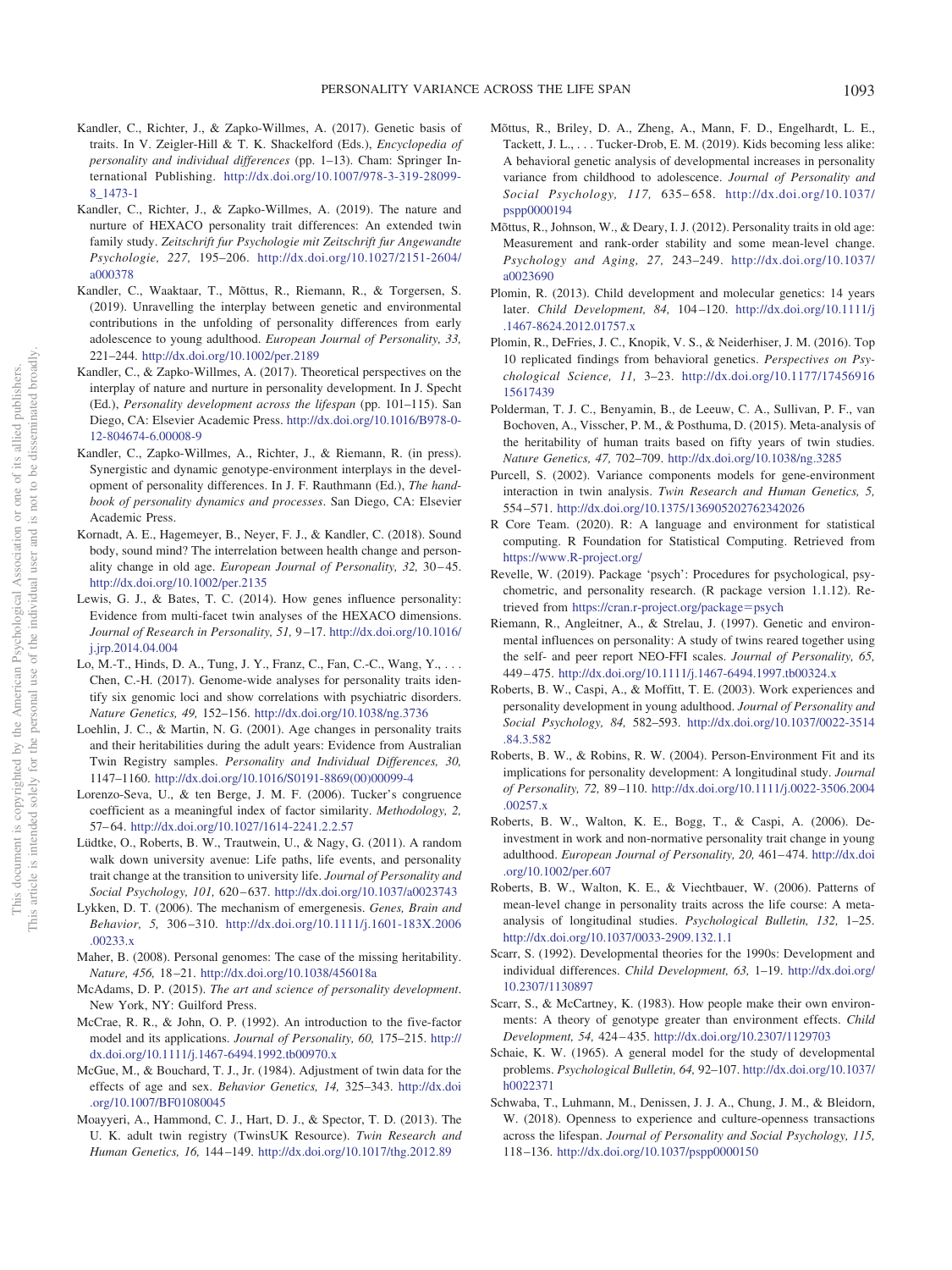Kandler, C., Richter, J., & Zapko-Willmes, A. (2017). Genetic basis of traits. In V. Zeigler-Hill & T. K. Shackelford (Eds.), *Encyclopedia of personality and individual differences* (pp. 1–13). Cham: Springer International Publishing. http://dx.doi.org/10.1007/978-3-319-28099-8_1473-1

Kandler, C., Richter, J., & Zapko-Willmes, A. (2019). The nature and nurture of HEXACO personality trait differences: An extended twin family study. *Zeitschrift fur Psychologie mit Zeitschrift fur Angewandte Psychologie, 227,* 195–206. http://dx.doi.org/10.1027/2151-2604/a000378

Kandler, C., Waaktaar, T., Mõttus, R., Riemann, R., & Torgersen, S. (2019). Unravelling the interplay between genetic and environmental contributions in the unfolding of personality differences from early adolescence to young adulthood. *European Journal of Personality, 33,* 221–244. http://dx.doi.org/10.1002/per.2189

Kandler, C., & Zapko-Willmes, A. (2017). Theoretical perspectives on the interplay of nature and nurture in personality development. In J. Specht (Ed.), *Personality development across the lifespan* (pp. 101–115). San Diego, CA: Elsevier Academic Press. http://dx.doi.org/10.1016/B978-0-12-804674-6.00008-9

Kandler, C., Zapko-Willmes, A., Richter, J., & Riemann, R. (in press). Synergistic and dynamic genotype-environment interplays in the development of personality differences. In J. F. Rauthmann (Ed.), *The handbook of personality dynamics and processes*. San Diego, CA: Elsevier Academic Press.

Kornadt, A. E., Hagemeyer, B., Neyer, F. J., & Kandler, C. (2018). Sound body, sound mind? The interrelation between health change and personality change in old age. *European Journal of Personality, 32,* 30–45. http://dx.doi.org/10.1002/per.2135

Lewis, G. J., & Bates, T. C. (2014). How genes influence personality: Evidence from multi-facet twin analyses of the HEXACO dimensions. *Journal of Research in Personality, 51,* 9–17. http://dx.doi.org/10.1016/j.jrp.2014.04.004

Lo, M.-T., Hinds, D. A., Tung, J. Y., Franz, C., Fan, C.-C., Wang, Y., . . . Chen, C.-H. (2017). Genome-wide analyses for personality traits identify six genomic loci and show correlations with psychiatric disorders. *Nature Genetics, 49,* 152–156. http://dx.doi.org/10.1038/ng.3736

Loehlin, J. C., & Martin, N. G. (2001). Age changes in personality traits and their heritabilities during the adult years: Evidence from Australian Twin Registry samples. *Personality and Individual Differences, 30,* 1147–1160. http://dx.doi.org/10.1016/S0191-8869(00)00099-4

Lorenzo-Seva, U., & ten Berge, J. M. F. (2006). Tucker's congruence coefficient as a meaningful index of factor similarity. *Methodology, 2,* 57–64. http://dx.doi.org/10.1027/1614-2241.2.2.57

Lüdtke, O., Roberts, B. W., Trautwein, U., & Nagy, G. (2011). A random walk down university avenue: Life paths, life events, and personality trait change at the transition to university life. *Journal of Personality and Social Psychology, 101,* 620–637. http://dx.doi.org/10.1037/a0023743

Lykken, D. T. (2006). The mechanism of emergenesis. *Genes, Brain and Behavior, 5,* 306–310. http://dx.doi.org/10.1111/j.1601-183X.2006.00233.x

Maher, B. (2008). Personal genomes: The case of the missing heritability. *Nature, 456,* 18–21. http://dx.doi.org/10.1038/456018a

McAdams, D. P. (2015). *The art and science of personality development*. New York, NY: Guilford Press.

McCrae, R. R., & John, O. P. (1992). An introduction to the five-factor model and its applications. *Journal of Personality, 60,* 175–215. http://dx.doi.org/10.1111/j.1467-6494.1992.tb00970.x

McGue, M., & Bouchard, T. J., Jr. (1984). Adjustment of twin data for the effects of age and sex. *Behavior Genetics, 14,* 325–343. http://dx.doi.org/10.1007/BF01080045

Moayyeri, A., Hammond, C. J., Hart, D. J., & Spector, T. D. (2013). The U. K. adult twin registry (TwinsUK Resource). *Twin Research and Human Genetics, 16,* 144–149. http://dx.doi.org/10.1017/thg.2012.89

Mõttus, R., Briley, D. A., Zheng, A., Mann, F. D., Engelhardt, L. E., Tackett, J. L., . . . Tucker-Drob, E. M. (2019). Kids becoming less alike: A behavioral genetic analysis of developmental increases in personality variance from childhood to adolescence. *Journal of Personality and Social Psychology, 117,* 635–658. http://dx.doi.org/10.1037/pspp0000194

Mõttus, R., Johnson, W., & Deary, I. J. (2012). Personality traits in old age: Measurement and rank-order stability and some mean-level change. *Psychology and Aging, 27,* 243–249. http://dx.doi.org/10.1037/a0023690

Plomin, R. (2013). Child development and molecular genetics: 14 years later. *Child Development, 84,* 104–120. http://dx.doi.org/10.1111/j.1467-8624.2012.01757.x

Plomin, R., DeFries, J. C., Knopik, V. S., & Neiderhiser, J. M. (2016). Top 10 replicated findings from behavioral genetics. *Perspectives on Psychological Science, 11,* 3–23. http://dx.doi.org/10.1177/1745691615617439

Polderman, T. J. C., Benyamin, B., de Leeuw, C. A., Sullivan, P. F., van Bochoven, A., Visscher, P. M., & Posthuma, D. (2015). Meta-analysis of the heritability of human traits based on fifty years of twin studies. *Nature Genetics, 47,* 702–709. http://dx.doi.org/10.1038/ng.3285

Purcell, S. (2002). Variance components models for gene-environment interaction in twin analysis. *Twin Research and Human Genetics, 5,* 554–571. http://dx.doi.org/10.1375/136905202762342026

R Core Team. (2020). R: A language and environment for statistical computing. R Foundation for Statistical Computing. Retrieved from https://www.R-project.org/

Revelle, W. (2019). Package 'psych': Procedures for psychological, psychometric, and personality research. (R package version 1.1.12). Retrieved from https://cran.r-project.org/package=psych

Riemann, R., Angleitner, A., & Strelau, J. (1997). Genetic and environmental influences on personality: A study of twins reared together using the self- and peer report NEO-FFI scales. *Journal of Personality, 65,* 449–475. http://dx.doi.org/10.1111/j.1467-6494.1997.tb00324.x

Roberts, B. W., Caspi, A., & Moffitt, T. E. (2003). Work experiences and personality development in young adulthood. *Journal of Personality and Social Psychology, 84,* 582–593. http://dx.doi.org/10.1037/0022-3514.84.3.582

Roberts, B. W., & Robins, R. W. (2004). Person-Environment Fit and its implications for personality development: A longitudinal study. *Journal of Personality, 72,* 89–110. http://dx.doi.org/10.1111/j.0022-3506.2004.00257.x

Roberts, B. W., Walton, K. E., Bogg, T., & Caspi, A. (2006). De-investment in work and non-normative personality trait change in young adulthood. *European Journal of Personality, 20,* 461–474. http://dx.doi.org/10.1002/per.607

Roberts, B. W., Walton, K. E., & Viechtbauer, W. (2006). Patterns of mean-level change in personality traits across the life course: A meta-analysis of longitudinal studies. *Psychological Bulletin, 132,* 1–25. http://dx.doi.org/10.1037/0033-2909.132.1.1

Scarr, S. (1992). Developmental theories for the 1990s: Development and individual differences. *Child Development, 63,* 1–19. http://dx.doi.org/10.2307/1130897

Scarr, S., & McCartney, K. (1983). How people make their own environments: A theory of genotype greater than environment effects. *Child Development, 54,* 424–435. http://dx.doi.org/10.2307/1129703

Schaie, K. W. (1965). A general model for the study of developmental problems. *Psychological Bulletin, 64,* 92–107. http://dx.doi.org/10.1037/h0022371

Schwaba, T., Luhmann, M., Denissen, J. J. A., Chung, J. M., & Bleidorn, W. (2018). Openness to experience and culture-openness transactions across the lifespan. *Journal of Personality and Social Psychology, 115,* 118–136. http://dx.doi.org/10.1037/pspp0000150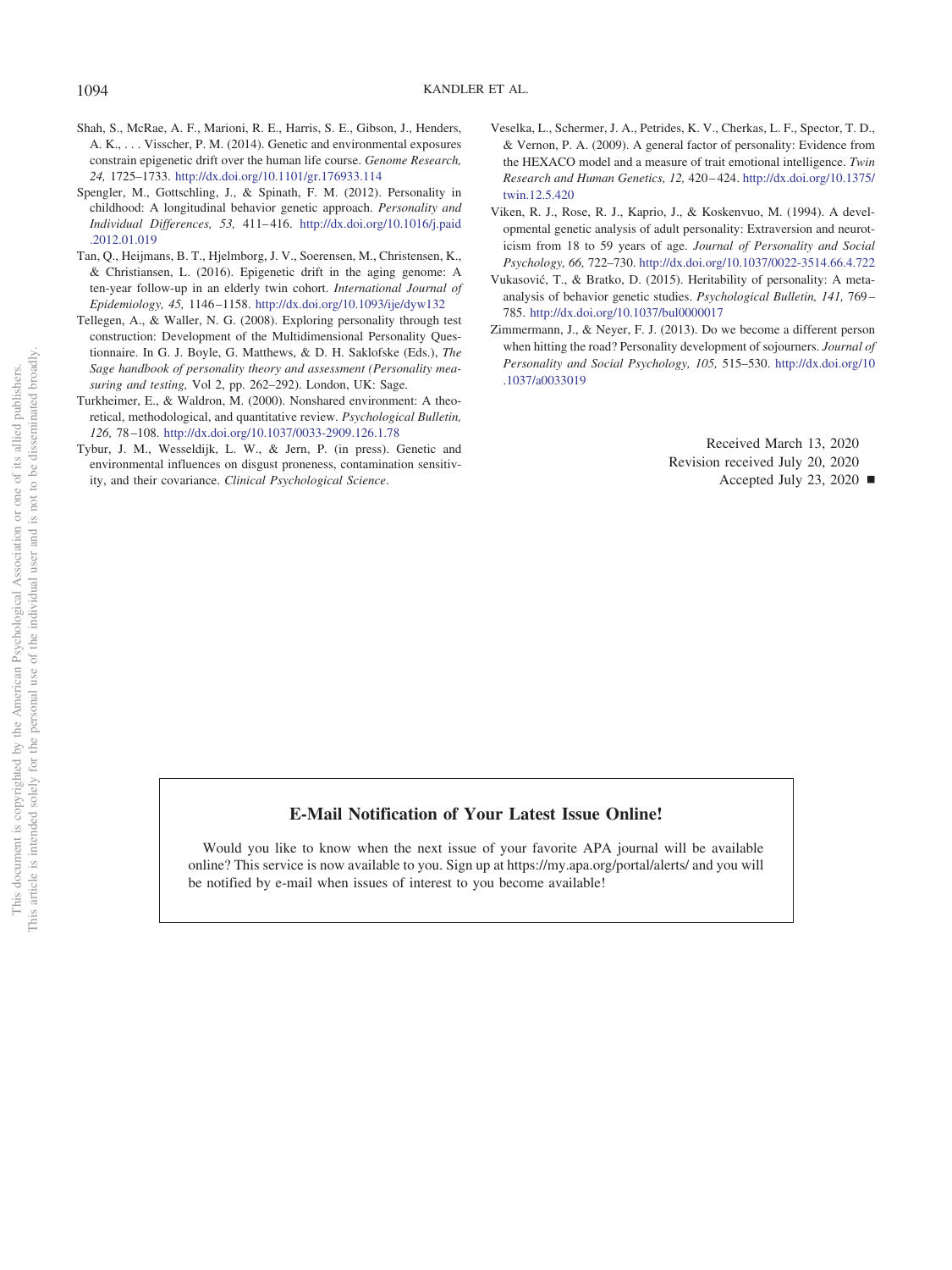Shah, S., McRae, A. F., Marioni, R. E., Harris, S. E., Gibson, J., Henders, A. K., . . . Visscher, P. M. (2014). Genetic and environmental exposures constrain epigenetic drift over the human life course. *Genome Research, 24,* 1725–1733. http://dx.doi.org/10.1101/gr.176933.114

Spengler, M., Gottschling, J., & Spinath, F. M. (2012). Personality in childhood: A longitudinal behavior genetic approach. *Personality and Individual Differences, 53,* 411–416. http://dx.doi.org/10.1016/j.paid.2012.01.019

Tan, Q., Heijmans, B. T., Hjelmborg, J. V., Soerensen, M., Christensen, K., & Christiansen, L. (2016). Epigenetic drift in the aging genome: A ten-year follow-up in an elderly twin cohort. *International Journal of Epidemiology, 45,* 1146–1158. http://dx.doi.org/10.1093/ije/dyw132

Tellegen, A., & Waller, N. G. (2008). Exploring personality through test construction: Development of the Multidimensional Personality Questionnaire. In G. J. Boyle, G. Matthews, & D. H. Saklofske (Eds.), *The Sage handbook of personality theory and assessment (Personality measuring and testing,* Vol 2, pp. 262–292). London, UK: Sage.

Turkheimer, E., & Waldron, M. (2000). Nonshared environment: A theoretical, methodological, and quantitative review. *Psychological Bulletin, 126,* 78–108. http://dx.doi.org/10.1037/0033-2909.126.1.78

Tybur, J. M., Wesseldijk, L. W., & Jern, P. (in press). Genetic and environmental influences on disgust proneness, contamination sensitivity, and their covariance. *Clinical Psychological Science*.

Veselka, L., Schermer, J. A., Petrides, K. V., Cherkas, L. F., Spector, T. D., & Vernon, P. A. (2009). A general factor of personality: Evidence from the HEXACO model and a measure of trait emotional intelligence. *Twin Research and Human Genetics, 12,* 420–424. http://dx.doi.org/10.1375/twin.12.5.420

Viken, R. J., Rose, R. J., Kaprio, J., & Koskenvuo, M. (1994). A developmental genetic analysis of adult personality: Extraversion and neuroticism from 18 to 59 years of age. *Journal of Personality and Social Psychology, 66,* 722–730. http://dx.doi.org/10.1037/0022-3514.66.4.722

Vukasović, T., & Bratko, D. (2015). Heritability of personality: A meta-analysis of behavior genetic studies. *Psychological Bulletin, 141,* 769–785. http://dx.doi.org/10.1037/bul0000017

Zimmermann, J., & Neyer, F. J. (2013). Do we become a different person when hitting the road? Personality development of sojourners. *Journal of Personality and Social Psychology, 105,* 515–530. http://dx.doi.org/10.1037/a0033019

Received March 13, 2020
Revision received July 20, 2020
Accepted July 23, 2020 ■

## E-Mail Notification of Your Latest Issue Online!

Would you like to know when the next issue of your favorite APA journal will be available online? This service is now available to you. Sign up at https://my.apa.org/portal/alerts/ and you will be notified by e-mail when issues of interest to you become available!